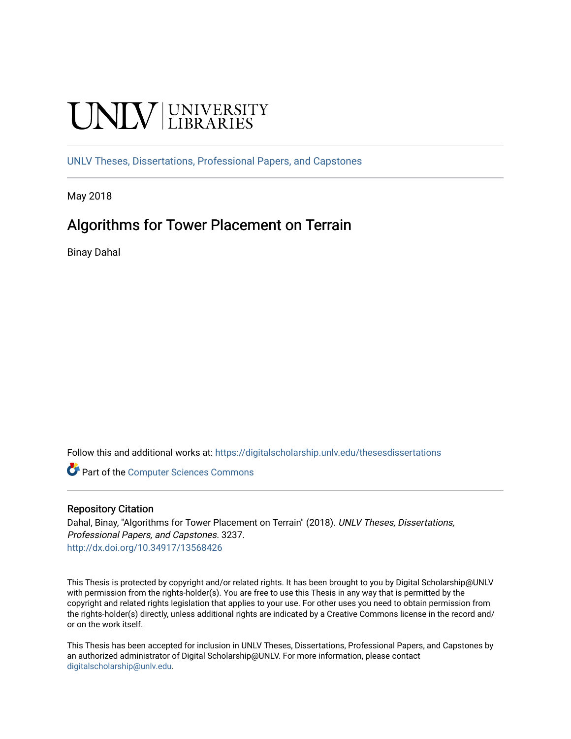UNLV | UNIVERSITY LIBRARIES

UNLV Theses, Dissertations, Professional Papers, and Capstones

May 2018

# Algorithms for Tower Placement on Terrain

Binay Dahal

Follow this and additional works at: https://digitalscholarship.unlv.edu/thesesdissertations

Part of the Computer Sciences Commons

## Repository Citation

Dahal, Binay, "Algorithms for Tower Placement on Terrain" (2018). *UNLV Theses, Dissertations, Professional Papers, and Capstones*. 3237.
http://dx.doi.org/10.34917/13568426

This Thesis is protected by copyright and/or related rights. It has been brought to you by Digital Scholarship@UNLV with permission from the rights-holder(s). You are free to use this Thesis in any way that is permitted by the copyright and related rights legislation that applies to your use. For other uses you need to obtain permission from the rights-holder(s) directly, unless additional rights are indicated by a Creative Commons license in the record and/or on the work itself.

This Thesis has been accepted for inclusion in UNLV Theses, Dissertations, Professional Papers, and Capstones by an authorized administrator of Digital Scholarship@UNLV. For more information, please contact digitalscholarship@unlv.edu.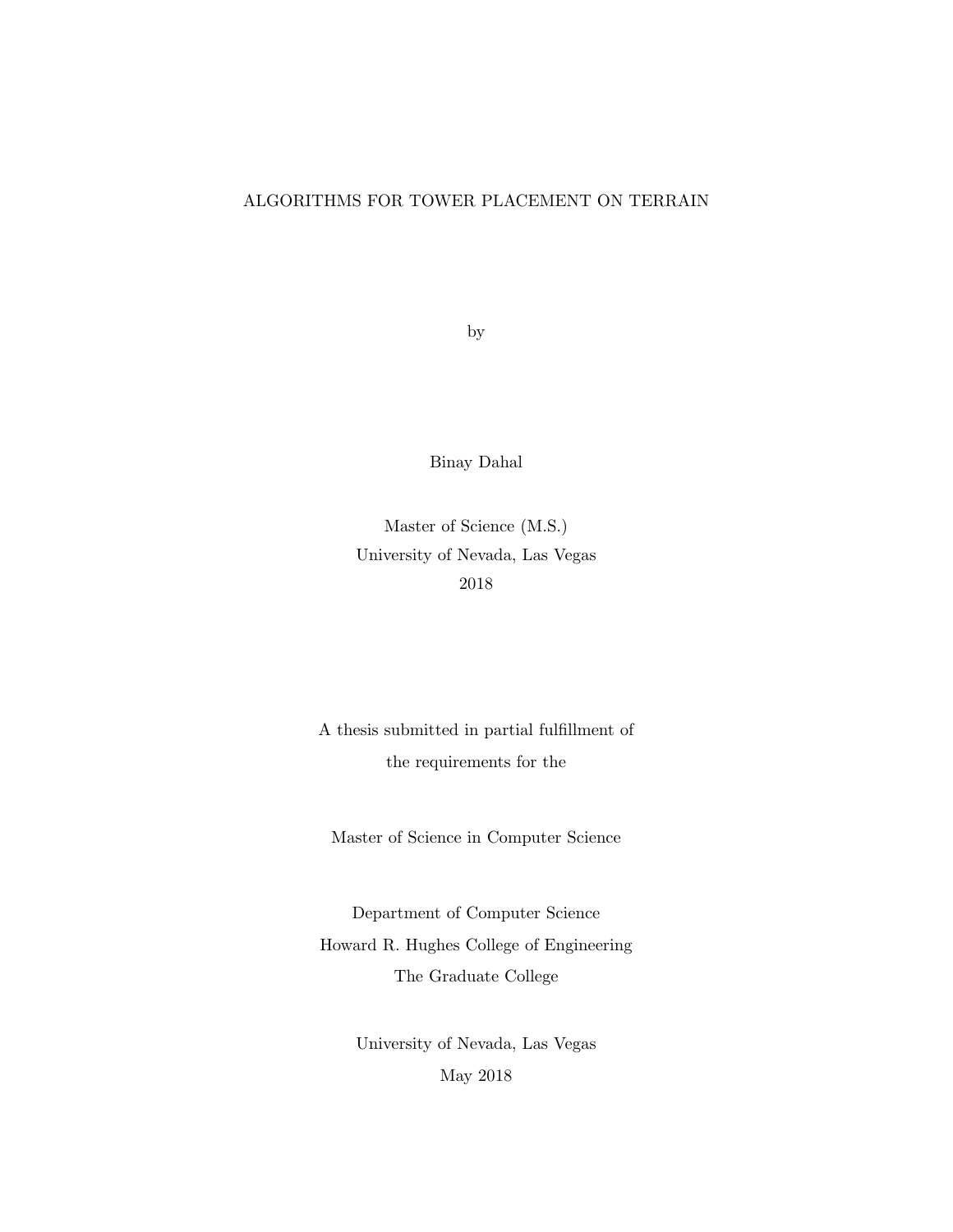# ALGORITHMS FOR TOWER PLACEMENT ON TERRAIN

by

Binay Dahal

Master of Science (M.S.)
University of Nevada, Las Vegas
2018

A thesis submitted in partial fulfillment of
the requirements for the

Master of Science in Computer Science

Department of Computer Science
Howard R. Hughes College of Engineering
The Graduate College

University of Nevada, Las Vegas
May 2018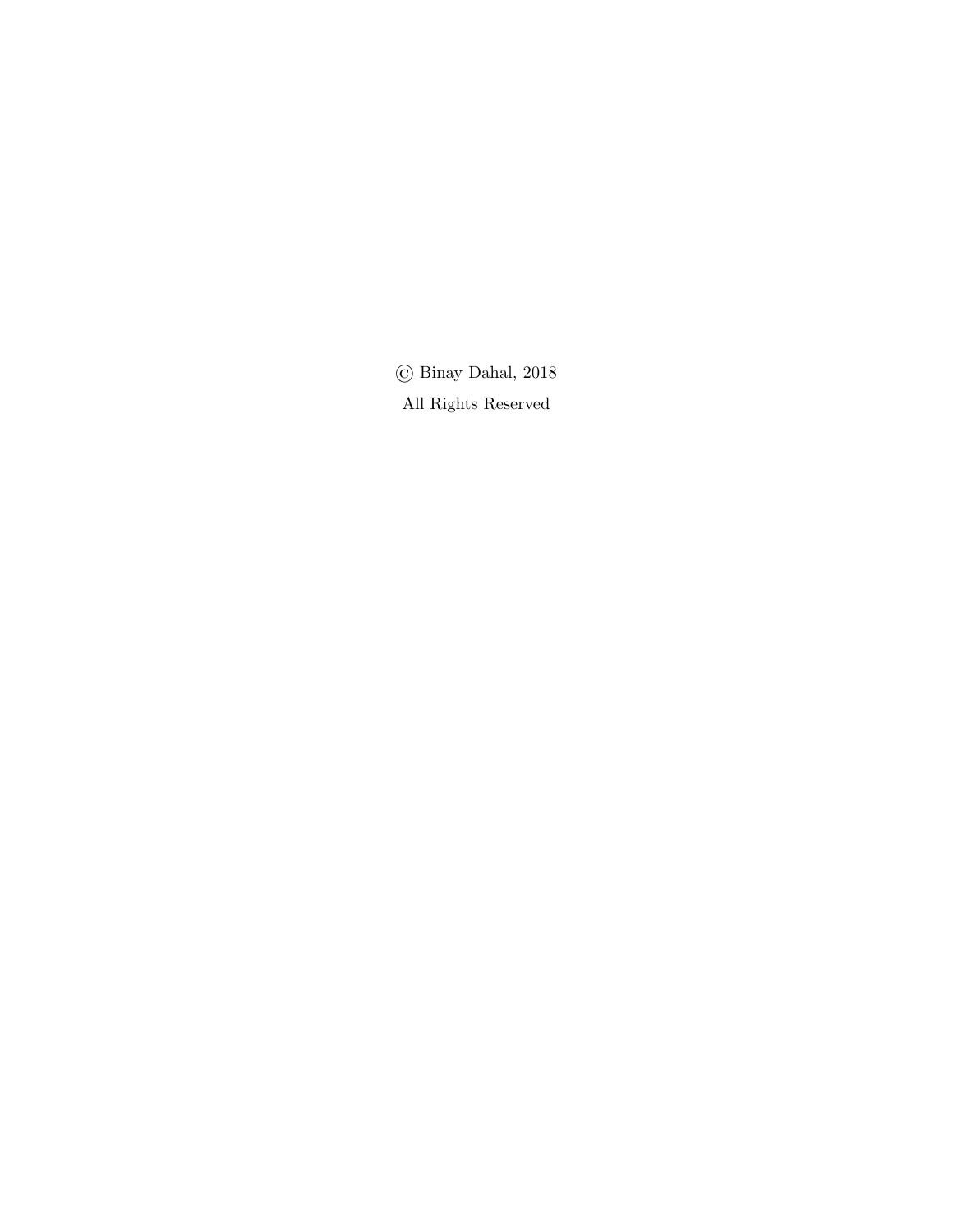© Binay Dahal, 2018

All Rights Reserved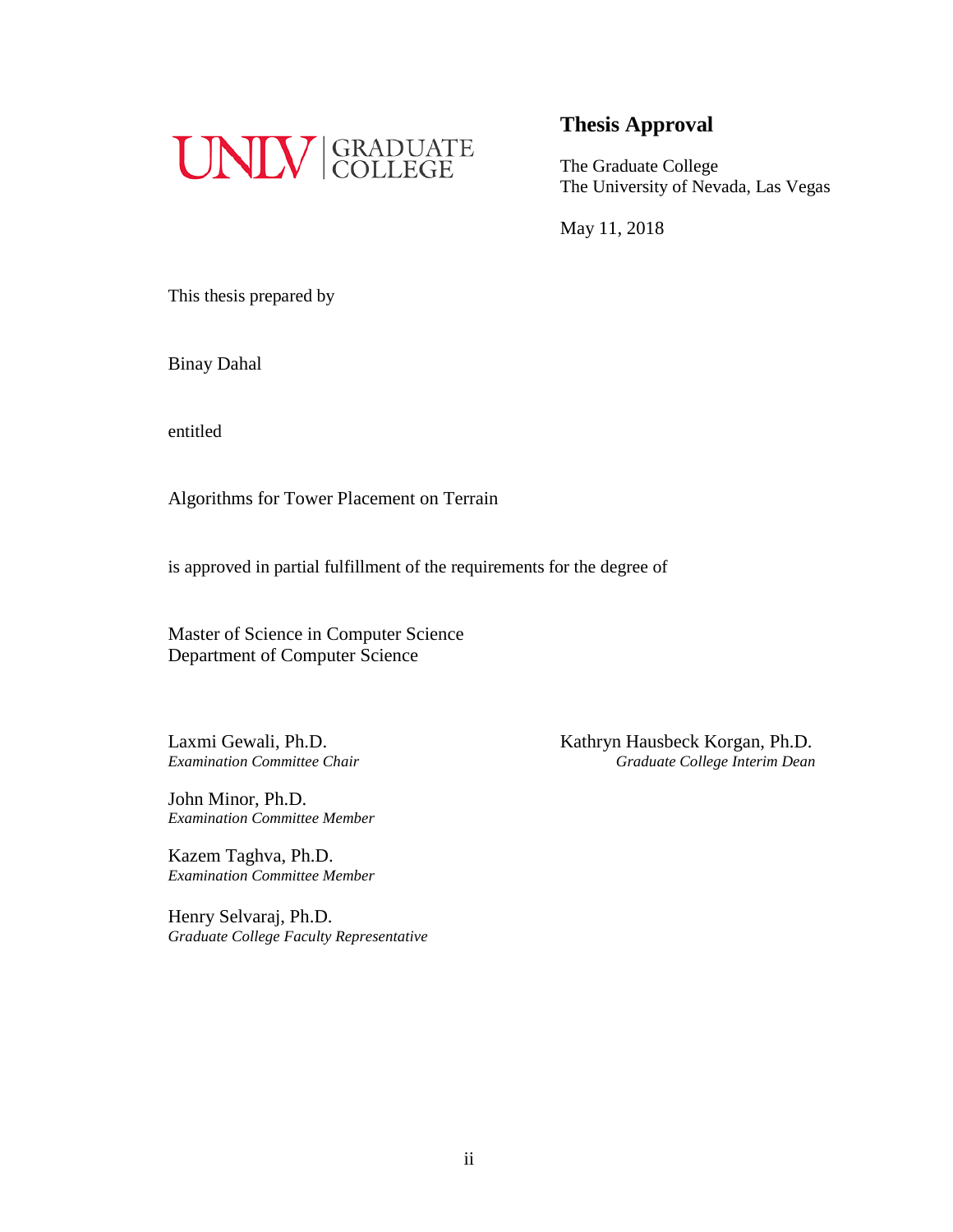UNLV | GRADUATE COLLEGE

## Thesis Approval

The Graduate College
The University of Nevada, Las Vegas

May 11, 2018

This thesis prepared by

Binay Dahal

entitled

Algorithms for Tower Placement on Terrain

is approved in partial fulfillment of the requirements for the degree of

Master of Science in Computer Science
Department of Computer Science

Laxmi Gewali, Ph.D.
*Examination Committee Chair*

John Minor, Ph.D.
*Examination Committee Member*

Kazem Taghva, Ph.D.
*Examination Committee Member*

Henry Selvaraj, Ph.D.
*Graduate College Faculty Representative*

Kathryn Hausbeck Korgan, Ph.D.
*Graduate College Interim Dean*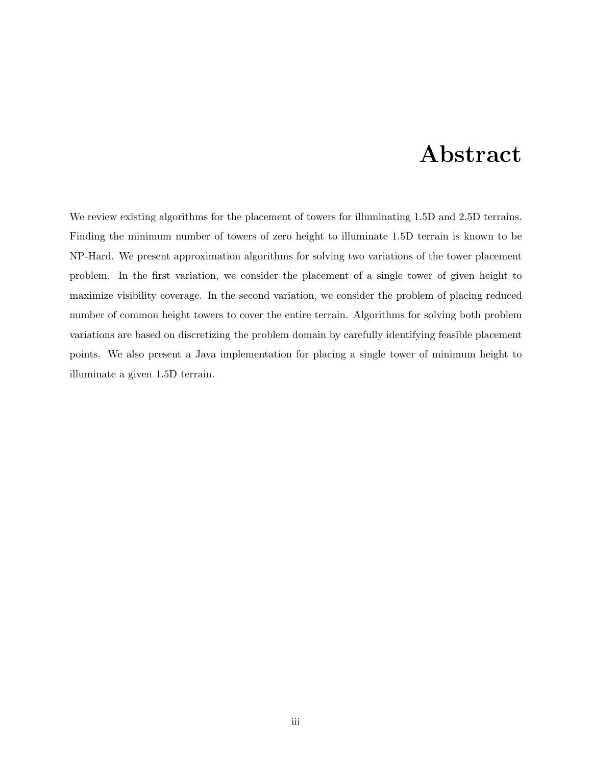# Abstract

We review existing algorithms for the placement of towers for illuminating 1.5D and 2.5D terrains. Finding the minimum number of towers of zero height to illuminate 1.5D terrain is known to be NP-Hard. We present approximation algorithms for solving two variations of the tower placement problem. In the first variation, we consider the placement of a single tower of given height to maximize visibility coverage. In the second variation, we consider the problem of placing reduced number of common height towers to cover the entire terrain. Algorithms for solving both problem variations are based on discretizing the problem domain by carefully identifying feasible placement points. We also present a Java implementation for placing a single tower of minimum height to illuminate a given 1.5D terrain.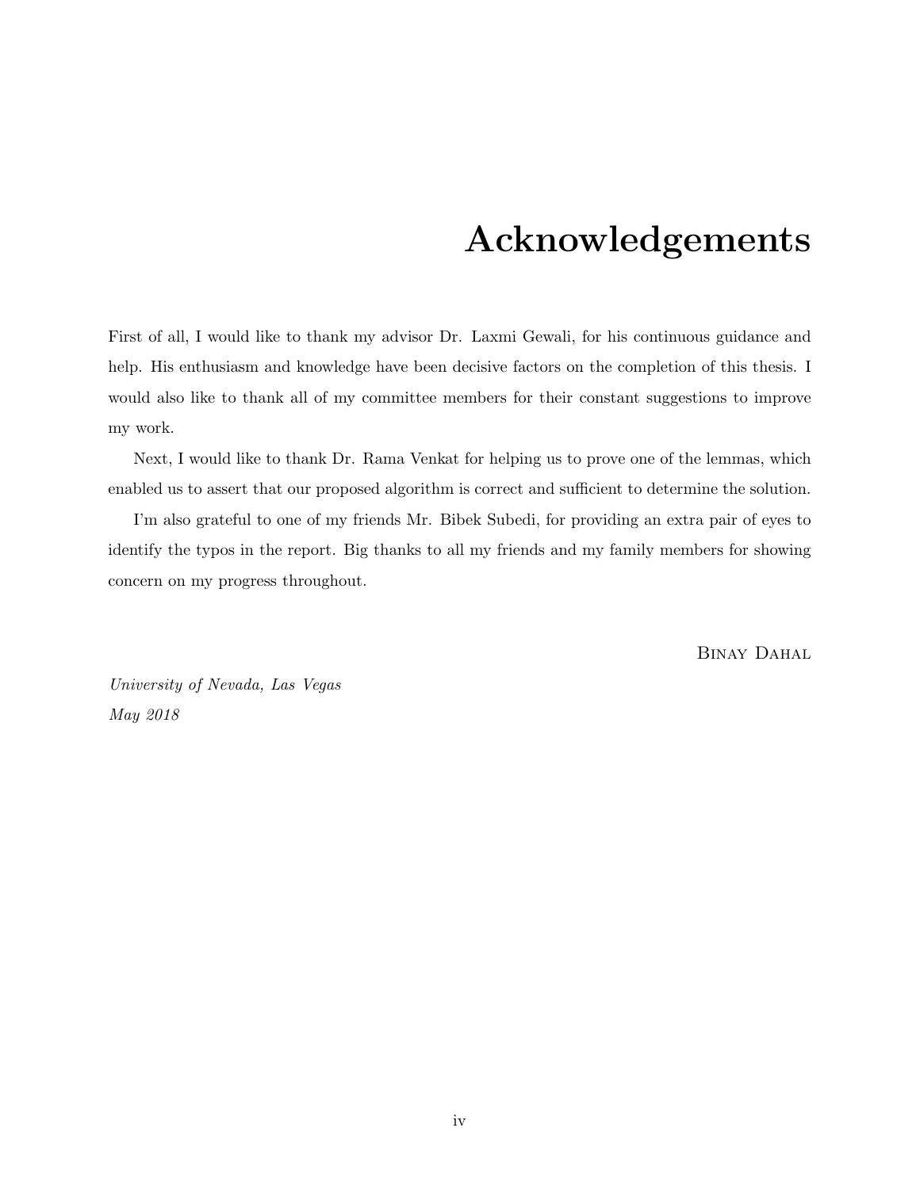# Acknowledgements

First of all, I would like to thank my advisor Dr. Laxmi Gewali, for his continuous guidance and help. His enthusiasm and knowledge have been decisive factors on the completion of this thesis. I would also like to thank all of my committee members for their constant suggestions to improve my work.

Next, I would like to thank Dr. Rama Venkat for helping us to prove one of the lemmas, which enabled us to assert that our proposed algorithm is correct and sufficient to determine the solution.

I'm also grateful to one of my friends Mr. Bibek Subedi, for providing an extra pair of eyes to identify the typos in the report. Big thanks to all my friends and my family members for showing concern on my progress throughout.

Binay Dahal

*University of Nevada, Las Vegas*
*May 2018*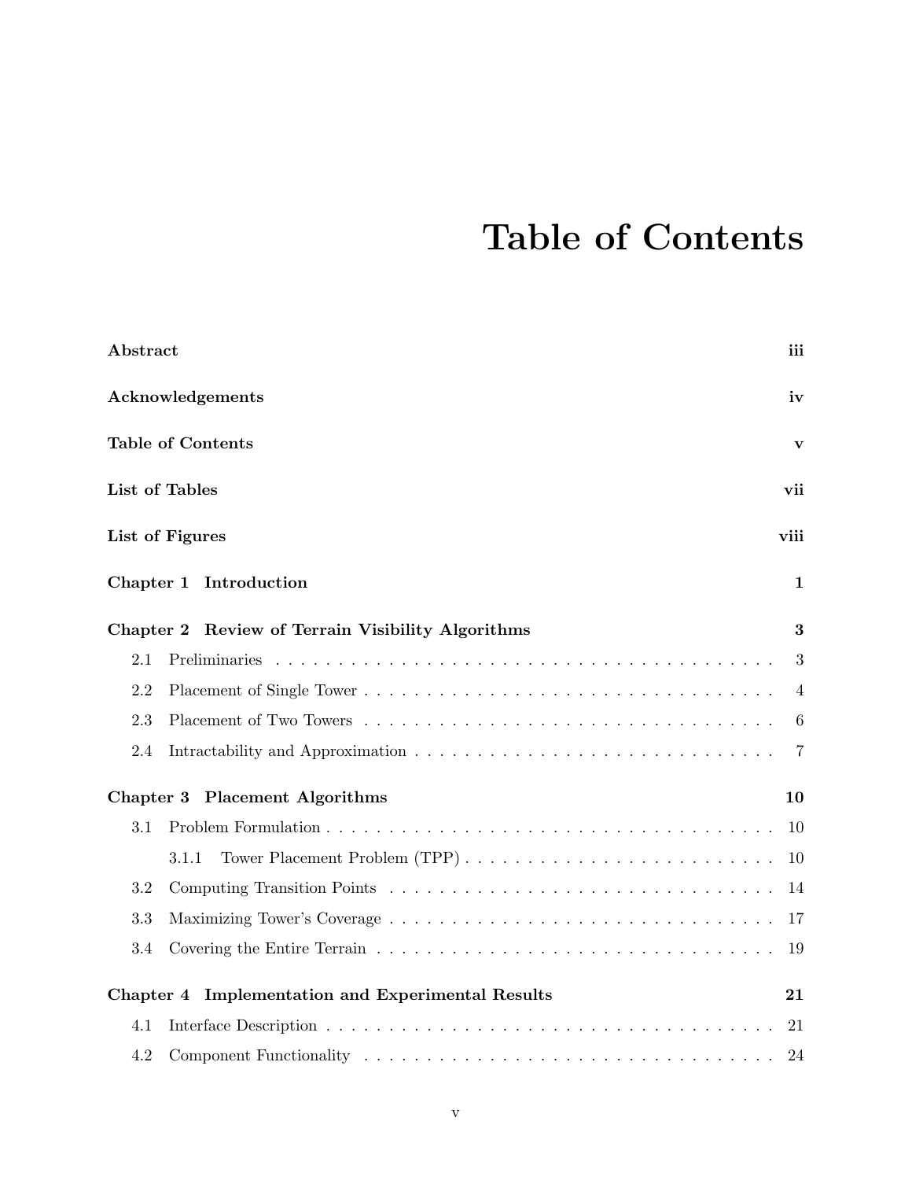# Table of Contents

**Abstract** **iii**

**Acknowledgements** **iv**

**Table of Contents** **v**

**List of Tables** **vii**

**List of Figures** **viii**

**Chapter 1 Introduction** **1**

**Chapter 2 Review of Terrain Visibility Algorithms** **3**

- 2.1 Preliminaries . . . . . . . . . . . . . . . . . . . . . . . . . . . . . . . . . 3
- 2.2 Placement of Single Tower . . . . . . . . . . . . . . . . . . . . . . . . . 4
- 2.3 Placement of Two Towers . . . . . . . . . . . . . . . . . . . . . . . . . 6
- 2.4 Intractability and Approximation . . . . . . . . . . . . . . . . . . . . . 7

**Chapter 3 Placement Algorithms** **10**

- 3.1 Problem Formulation . . . . . . . . . . . . . . . . . . . . . . . . . . . . 10
  - 3.1.1 Tower Placement Problem (TPP) . . . . . . . . . . . . . . . . . . 10
- 3.2 Computing Transition Points . . . . . . . . . . . . . . . . . . . . . . . 14
- 3.3 Maximizing Tower's Coverage . . . . . . . . . . . . . . . . . . . . . . . 17
- 3.4 Covering the Entire Terrain . . . . . . . . . . . . . . . . . . . . . . . . 19

**Chapter 4 Implementation and Experimental Results** **21**

- 4.1 Interface Description . . . . . . . . . . . . . . . . . . . . . . . . . . . . 21
- 4.2 Component Functionality . . . . . . . . . . . . . . . . . . . . . . . . . 24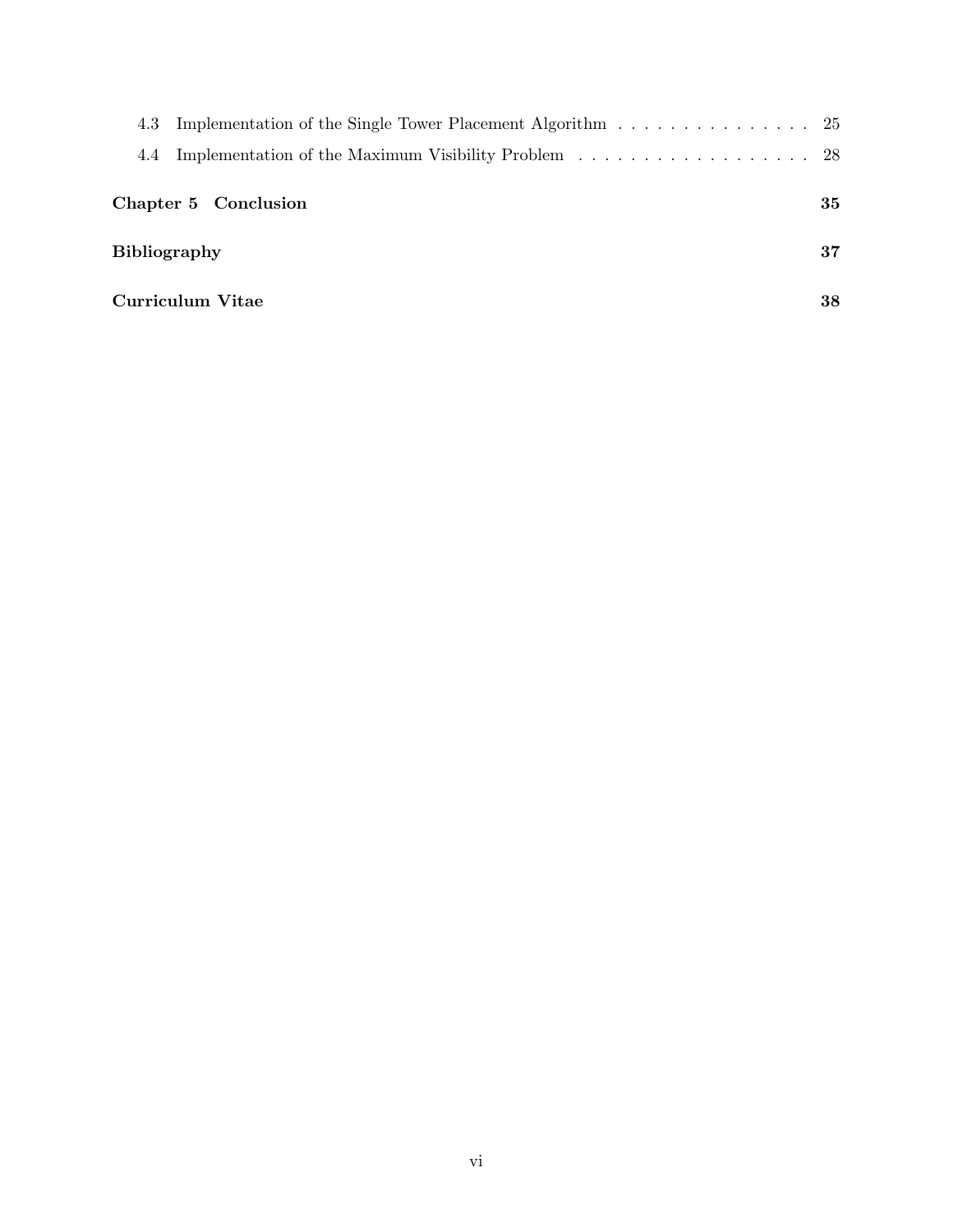4.3 Implementation of the Single Tower Placement Algorithm . . . . . . . . . . . . . . . . 25

4.4 Implementation of the Maximum Visibility Problem . . . . . . . . . . . . . . . . . . . 28

**Chapter 5 Conclusion** **35**

**Bibliography** **37**

**Curriculum Vitae** **38**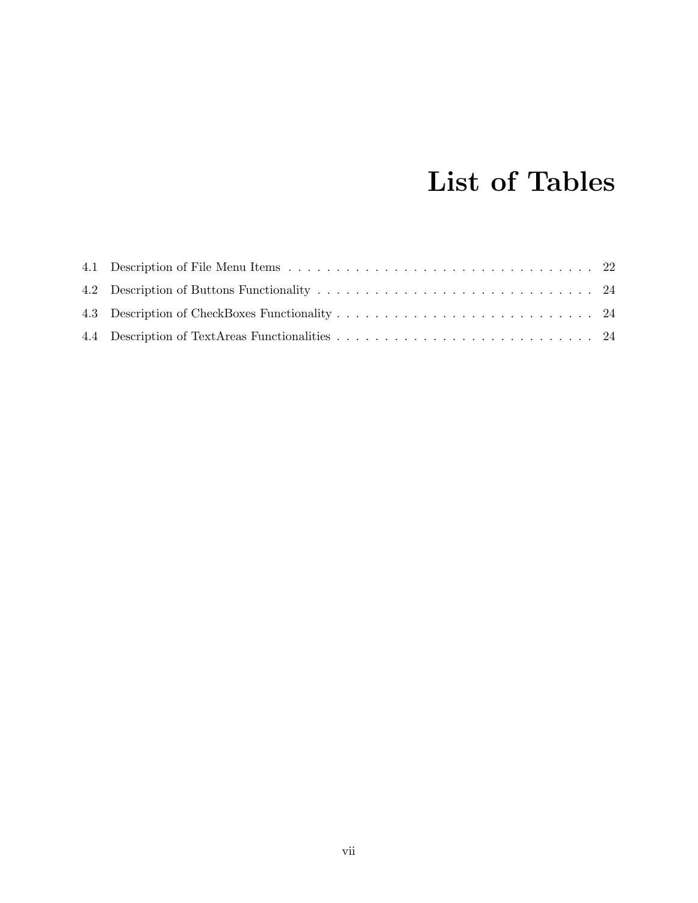# List of Tables

4.1 Description of File Menu Items . . . . . . . . . . . . . . . . . . . . . . . . . . . . . . . . . . 22

4.2 Description of Buttons Functionality . . . . . . . . . . . . . . . . . . . . . . . . . . . . . . 24

4.3 Description of CheckBoxes Functionality . . . . . . . . . . . . . . . . . . . . . . . . . . . 24

4.4 Description of TextAreas Functionalities . . . . . . . . . . . . . . . . . . . . . . . . . . . 24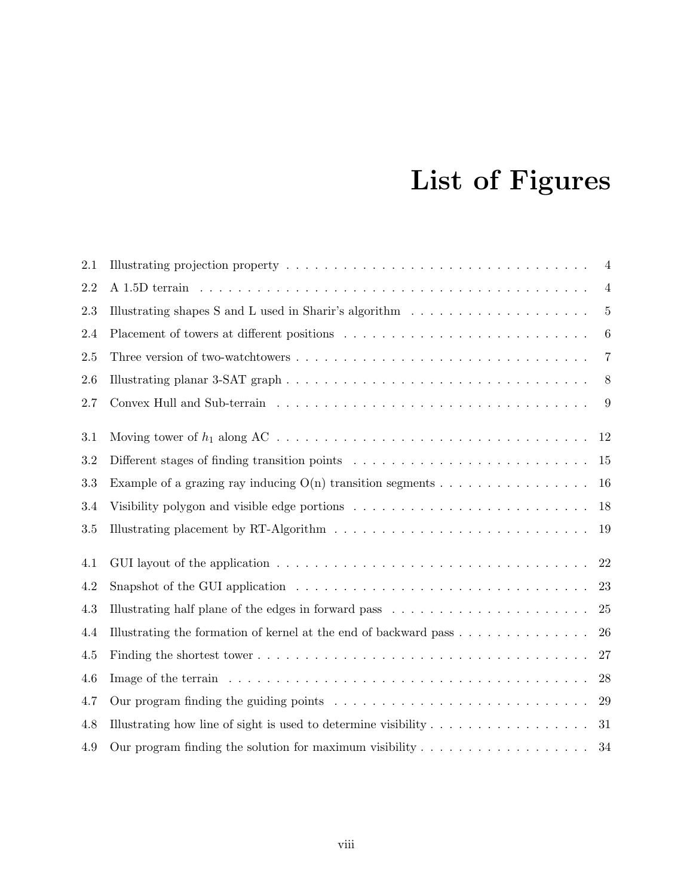# List of Figures

2.1 Illustrating projection property . . . . . . . . . . . . . . . . . . . . . . . . . . . . . . . . . . 4
2.2 A 1.5D terrain . . . . . . . . . . . . . . . . . . . . . . . . . . . . . . . . . . . . . . . . . . . . 4
2.3 Illustrating shapes S and L used in Sharir's algorithm . . . . . . . . . . . . . . . . . . 5
2.4 Placement of towers at different positions . . . . . . . . . . . . . . . . . . . . . . . . . . 6
2.5 Three version of two-watchtowers . . . . . . . . . . . . . . . . . . . . . . . . . . . . . . . 7
2.6 Illustrating planar 3-SAT graph . . . . . . . . . . . . . . . . . . . . . . . . . . . . . . . . 8
2.7 Convex Hull and Sub-terrain . . . . . . . . . . . . . . . . . . . . . . . . . . . . . . . . . . 9

3.1 Moving tower of $h_1$ along AC . . . . . . . . . . . . . . . . . . . . . . . . . . . . . . . . . 12
3.2 Different stages of finding transition points . . . . . . . . . . . . . . . . . . . . . . . . . 15
3.3 Example of a grazing ray inducing O(n) transition segments . . . . . . . . . . . . . . . 16
3.4 Visibility polygon and visible edge portions . . . . . . . . . . . . . . . . . . . . . . . . . 18
3.5 Illustrating placement by RT-Algorithm . . . . . . . . . . . . . . . . . . . . . . . . . . . 19

4.1 GUI layout of the application . . . . . . . . . . . . . . . . . . . . . . . . . . . . . . . . . 22
4.2 Snapshot of the GUI application . . . . . . . . . . . . . . . . . . . . . . . . . . . . . . . 23
4.3 Illustrating half plane of the edges in forward pass . . . . . . . . . . . . . . . . . . . . . 25
4.4 Illustrating the formation of kernel at the end of backward pass . . . . . . . . . . . . . . 26
4.5 Finding the shortest tower . . . . . . . . . . . . . . . . . . . . . . . . . . . . . . . . . . . 27
4.6 Image of the terrain . . . . . . . . . . . . . . . . . . . . . . . . . . . . . . . . . . . . . . . 28
4.7 Our program finding the guiding points . . . . . . . . . . . . . . . . . . . . . . . . . . . 29
4.8 Illustrating how line of sight is used to determine visibility . . . . . . . . . . . . . . . . . 31
4.9 Our program finding the solution for maximum visibility . . . . . . . . . . . . . . . . . . 34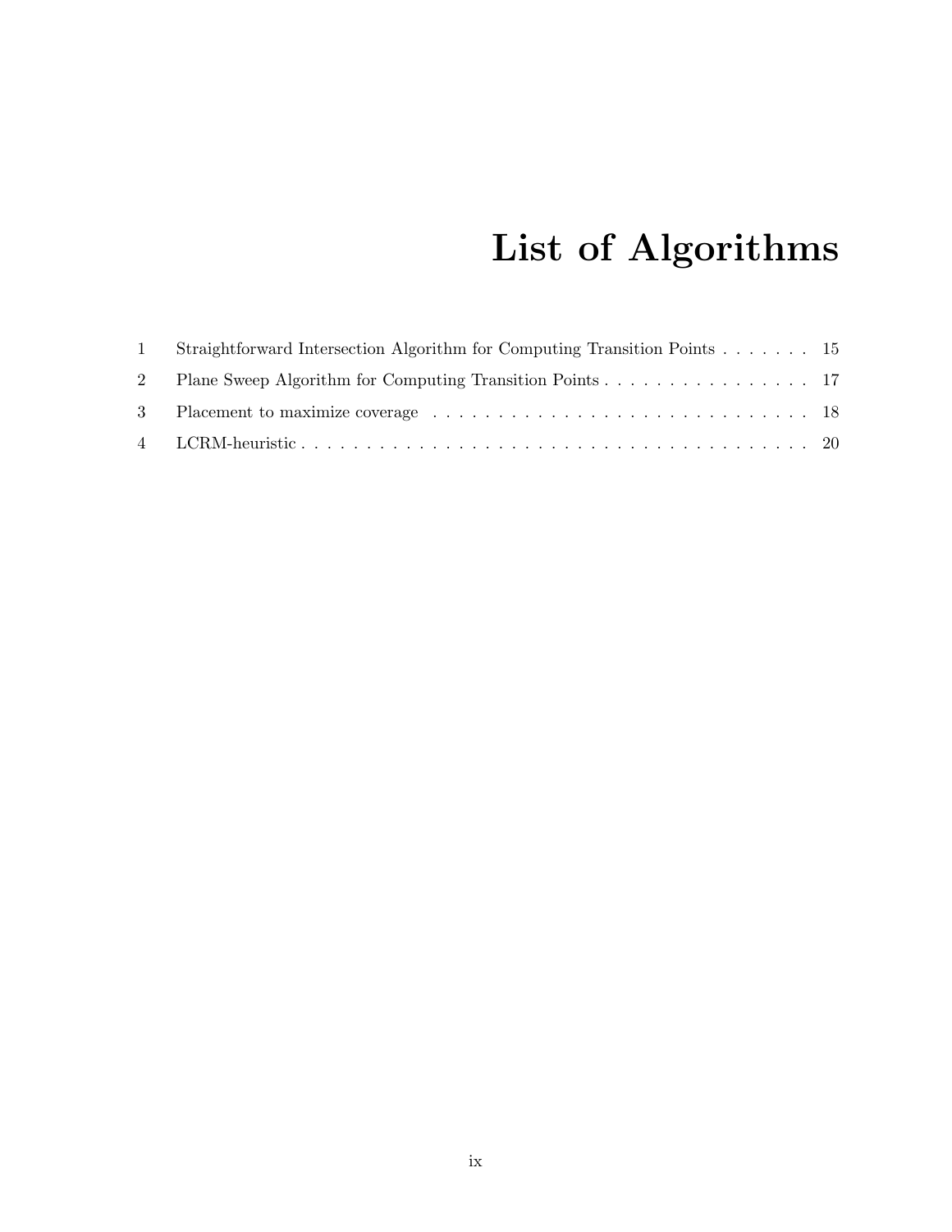# List of Algorithms

1 Straightforward Intersection Algorithm for Computing Transition Points . . . . . . . 15

2 Plane Sweep Algorithm for Computing Transition Points . . . . . . . . . . . . . . . . 17

3 Placement to maximize coverage . . . . . . . . . . . . . . . . . . . . . . . . . . . . . 18

4 LCRM-heuristic . . . . . . . . . . . . . . . . . . . . . . . . . . . . . . . . . . . . . . . 20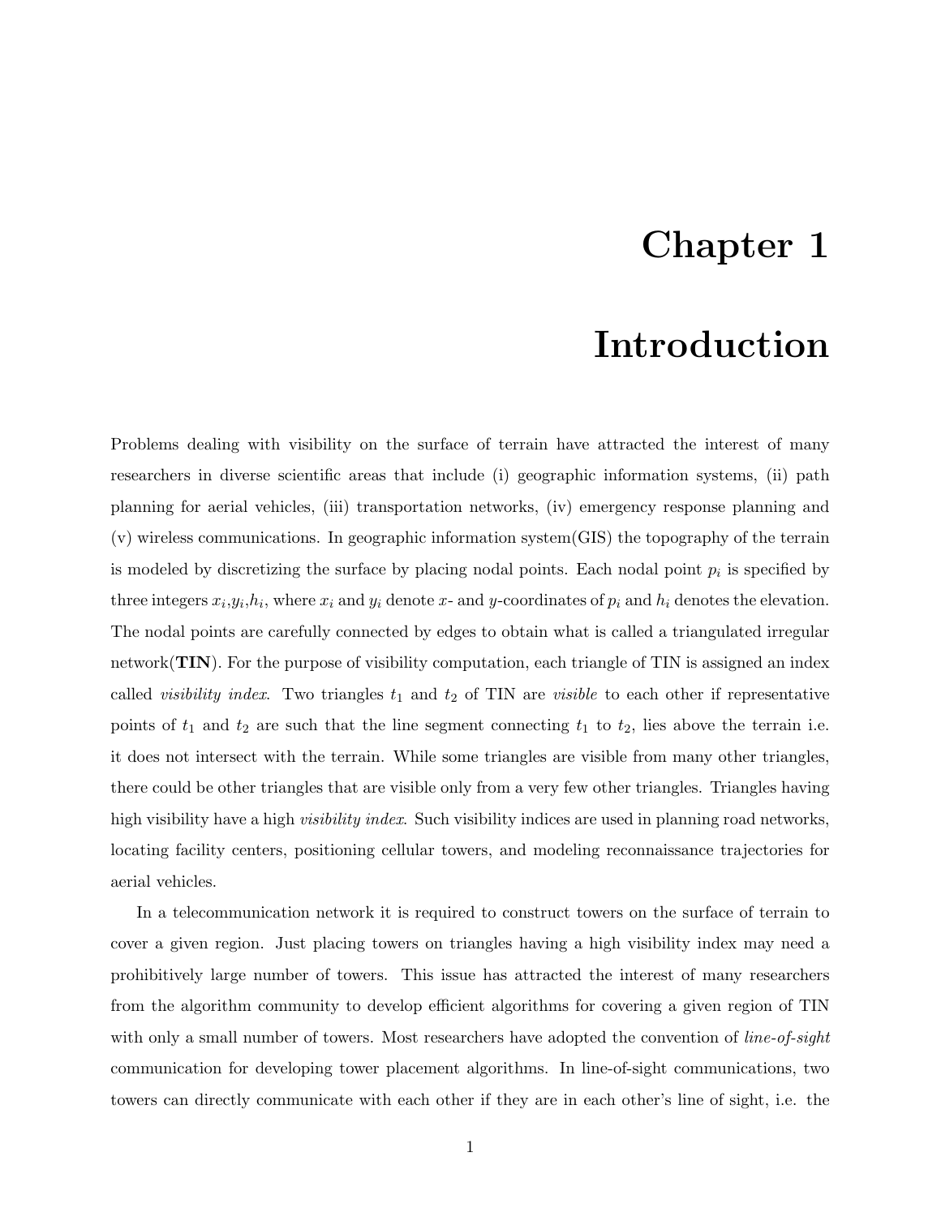# Chapter 1

# Introduction

Problems dealing with visibility on the surface of terrain have attracted the interest of many researchers in diverse scientific areas that include (i) geographic information systems, (ii) path planning for aerial vehicles, (iii) transportation networks, (iv) emergency response planning and (v) wireless communications. In geographic information system(GIS) the topography of the terrain is modeled by discretizing the surface by placing nodal points. Each nodal point $p_i$ is specified by three integers $x_i$,$y_i$,$h_i$, where $x_i$ and $y_i$ denote $x$- and $y$-coordinates of $p_i$ and $h_i$ denotes the elevation. The nodal points are carefully connected by edges to obtain what is called a triangulated irregular network(**TIN**). For the purpose of visibility computation, each triangle of TIN is assigned an index called *visibility index*. Two triangles $t_1$ and $t_2$ of TIN are *visible* to each other if representative points of $t_1$ and $t_2$ are such that the line segment connecting $t_1$ to $t_2$, lies above the terrain i.e. it does not intersect with the terrain. While some triangles are visible from many other triangles, there could be other triangles that are visible only from a very few other triangles. Triangles having high visibility have a high *visibility index*. Such visibility indices are used in planning road networks, locating facility centers, positioning cellular towers, and modeling reconnaissance trajectories for aerial vehicles.

In a telecommunication network it is required to construct towers on the surface of terrain to cover a given region. Just placing towers on triangles having a high visibility index may need a prohibitively large number of towers. This issue has attracted the interest of many researchers from the algorithm community to develop efficient algorithms for covering a given region of TIN with only a small number of towers. Most researchers have adopted the convention of *line-of-sight* communication for developing tower placement algorithms. In line-of-sight communications, two towers can directly communicate with each other if they are in each other's line of sight, i.e. the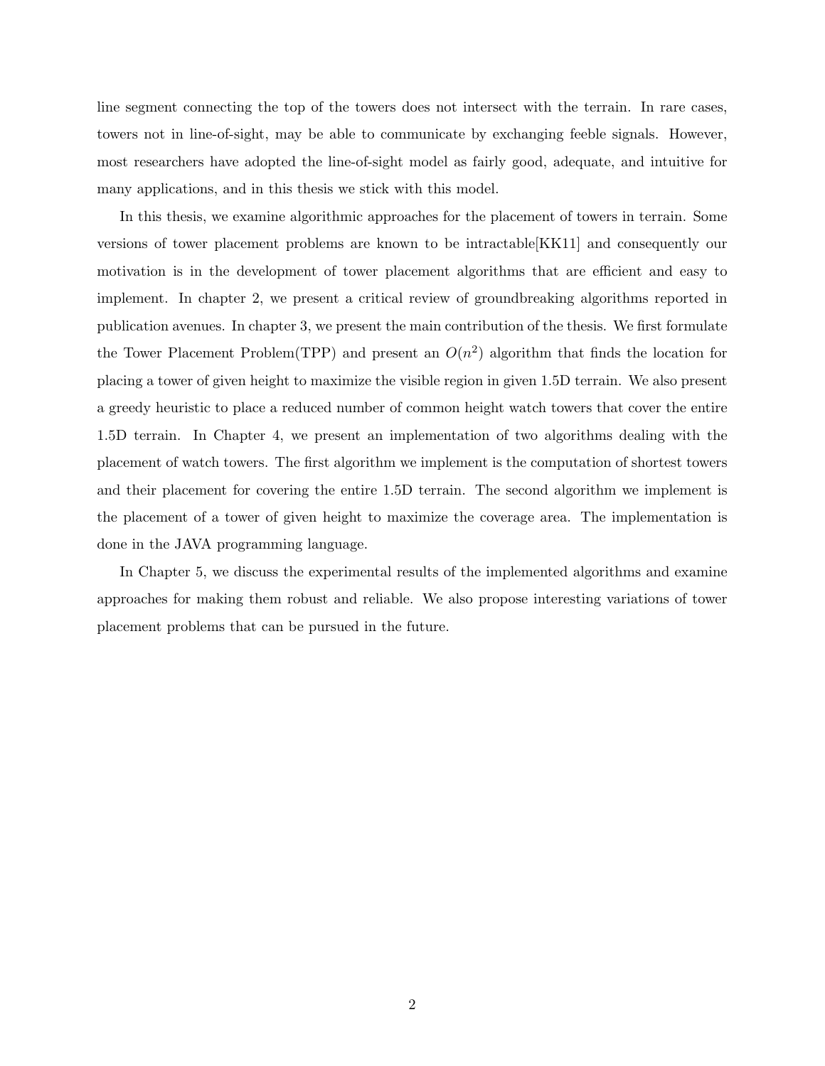line segment connecting the top of the towers does not intersect with the terrain. In rare cases, towers not in line-of-sight, may be able to communicate by exchanging feeble signals. However, most researchers have adopted the line-of-sight model as fairly good, adequate, and intuitive for many applications, and in this thesis we stick with this model.

In this thesis, we examine algorithmic approaches for the placement of towers in terrain. Some versions of tower placement problems are known to be intractable[KK11] and consequently our motivation is in the development of tower placement algorithms that are efficient and easy to implement. In chapter 2, we present a critical review of groundbreaking algorithms reported in publication avenues. In chapter 3, we present the main contribution of the thesis. We first formulate the Tower Placement Problem(TPP) and present an $O(n^2)$ algorithm that finds the location for placing a tower of given height to maximize the visible region in given 1.5D terrain. We also present a greedy heuristic to place a reduced number of common height watch towers that cover the entire 1.5D terrain. In Chapter 4, we present an implementation of two algorithms dealing with the placement of watch towers. The first algorithm we implement is the computation of shortest towers and their placement for covering the entire 1.5D terrain. The second algorithm we implement is the placement of a tower of given height to maximize the coverage area. The implementation is done in the JAVA programming language.

In Chapter 5, we discuss the experimental results of the implemented algorithms and examine approaches for making them robust and reliable. We also propose interesting variations of tower placement problems that can be pursued in the future.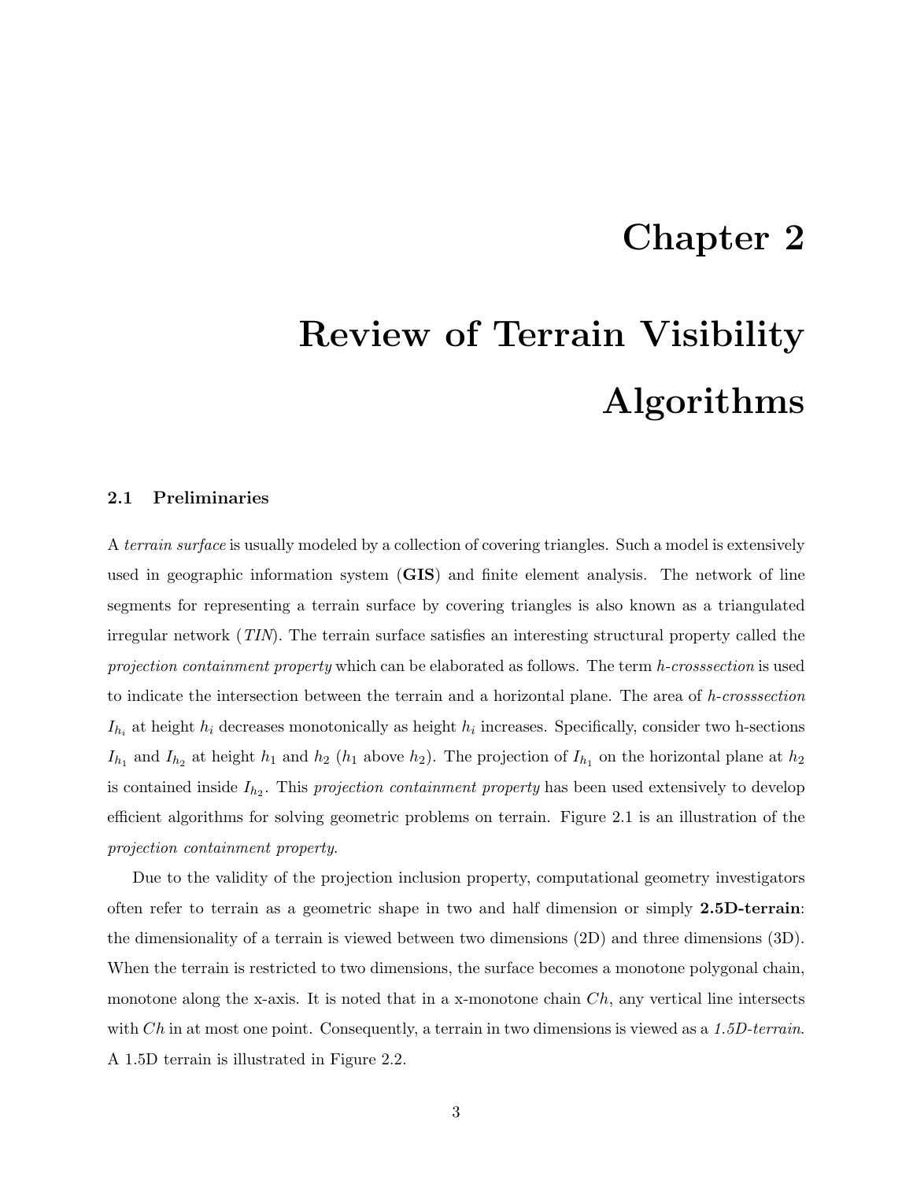// Chapter 2

# Review of Terrain Visibility Algorithms

## 2.1 Preliminaries

A *terrain surface* is usually modeled by a collection of covering triangles. Such a model is extensively used in geographic information system (**GIS**) and finite element analysis. The network of line segments for representing a terrain surface by covering triangles is also known as a triangulated irregular network (*TIN*). The terrain surface satisfies an interesting structural property called the *projection containment property* which can be elaborated as follows. The term *h-crosssection* is used to indicate the intersection between the terrain and a horizontal plane. The area of *h-crosssection* $I_{h_i}$ at height $h_i$ decreases monotonically as height $h_i$ increases. Specifically, consider two h-sections $I_{h_1}$ and $I_{h_2}$ at height $h_1$ and $h_2$ ($h_1$ above $h_2$). The projection of $I_{h_1}$ on the horizontal plane at $h_2$ is contained inside $I_{h_2}$. This *projection containment property* has been used extensively to develop efficient algorithms for solving geometric problems on terrain. Figure 2.1 is an illustration of the *projection containment property*.

Due to the validity of the projection inclusion property, computational geometry investigators often refer to terrain as a geometric shape in two and half dimension or simply **2.5D-terrain**: the dimensionality of a terrain is viewed between two dimensions (2D) and three dimensions (3D). When the terrain is restricted to two dimensions, the surface becomes a monotone polygonal chain, monotone along the x-axis. It is noted that in a x-monotone chain $Ch$, any vertical line intersects with $Ch$ in at most one point. Consequently, a terrain in two dimensions is viewed as a *1.5D-terrain*. A 1.5D terrain is illustrated in Figure 2.2.

# Chapter 2

# Review of Terrain Visibility Algorithms

## 2.1 Preliminaries

A *terrain surface* is usually modeled by a collection of covering triangles. Such a model is extensively used in geographic information system (**GIS**) and finite element analysis. The network of line segments for representing a terrain surface by covering triangles is also known as a triangulated irregular network (*TIN*). The terrain surface satisfies an interesting structural property called the *projection containment property* which can be elaborated as follows. The term *h-crosssection* is used to indicate the intersection between the terrain and a horizontal plane. The area of *h-crosssection* $I_{h_i}$ at height $h_i$ decreases monotonically as height $h_i$ increases. Specifically, consider two h-sections $I_{h_1}$ and $I_{h_2}$ at height $h_1$ and $h_2$ ($h_1$ above $h_2$). The projection of $I_{h_1}$ on the horizontal plane at $h_2$ is contained inside $I_{h_2}$. This *projection containment property* has been used extensively to develop efficient algorithms for solving geometric problems on terrain. Figure 2.1 is an illustration of the *projection containment property*.

Due to the validity of the projection inclusion property, computational geometry investigators often refer to terrain as a geometric shape in two and half dimension or simply **2.5D-terrain**: the dimensionality of a terrain is viewed between two dimensions (2D) and three dimensions (3D). When the terrain is restricted to two dimensions, the surface becomes a monotone polygonal chain, monotone along the x-axis. It is noted that in a x-monotone chain $Ch$, any vertical line intersects with $Ch$ in at most one point. Consequently, a terrain in two dimensions is viewed as a *1.5D-terrain*. A 1.5D terrain is illustrated in Figure 2.2.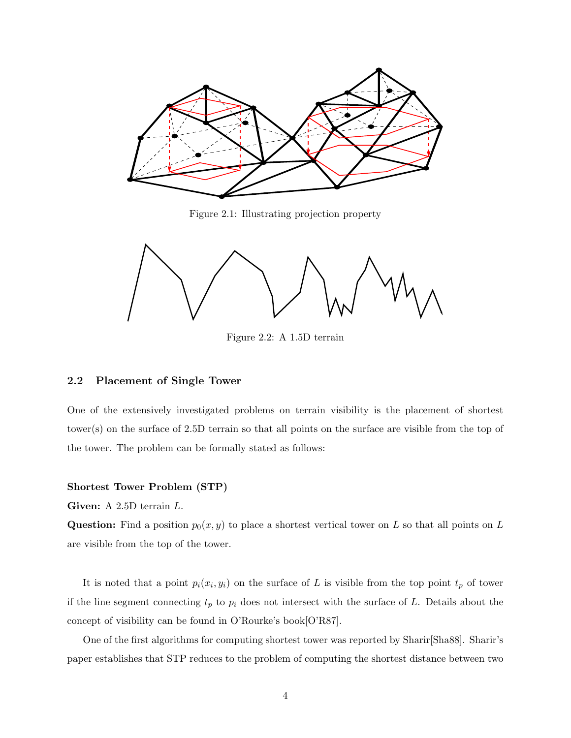Figure 2.1: Illustrating projection property

Figure 2.2: A 1.5D terrain

### 2.2 Placement of Single Tower

One of the extensively investigated problems on terrain visibility is the placement of shortest tower(s) on the surface of 2.5D terrain so that all points on the surface are visible from the top of the tower. The problem can be formally stated as follows:

**Shortest Tower Problem (STP)**

**Given:** A 2.5D terrain $L$.

**Question:** Find a position $p_0(x, y)$ to place a shortest vertical tower on $L$ so that all points on $L$ are visible from the top of the tower.

It is noted that a point $p_i(x_i, y_i)$ on the surface of $L$ is visible from the top point $t_p$ of tower if the line segment connecting $t_p$ to $p_i$ does not intersect with the surface of $L$. Details about the concept of visibility can be found in O'Rourke's book[O'R87].

One of the first algorithms for computing shortest tower was reported by Sharir[Sha88]. Sharir's paper establishes that STP reduces to the problem of computing the shortest distance between two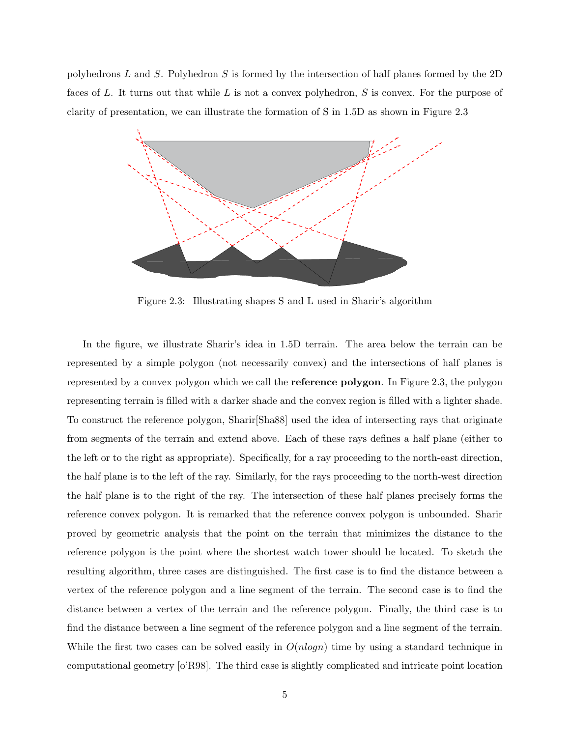polyhedrons $L$ and $S$. Polyhedron $S$ is formed by the intersection of half planes formed by the 2D faces of $L$. It turns out that while $L$ is not a convex polyhedron, $S$ is convex. For the purpose of clarity of presentation, we can illustrate the formation of S in 1.5D as shown in Figure 2.3

Figure 2.3: Illustrating shapes S and L used in Sharir's algorithm

In the figure, we illustrate Sharir's idea in 1.5D terrain. The area below the terrain can be represented by a simple polygon (not necessarily convex) and the intersections of half planes is represented by a convex polygon which we call the **reference polygon**. In Figure 2.3, the polygon representing terrain is filled with a darker shade and the convex region is filled with a lighter shade. To construct the reference polygon, Sharir[Sha88] used the idea of intersecting rays that originate from segments of the terrain and extend above. Each of these rays defines a half plane (either to the left or to the right as appropriate). Specifically, for a ray proceeding to the north-east direction, the half plane is to the left of the ray. Similarly, for the rays proceeding to the north-west direction the half plane is to the right of the ray. The intersection of these half planes precisely forms the reference convex polygon. It is remarked that the reference convex polygon is unbounded. Sharir proved by geometric analysis that the point on the terrain that minimizes the distance to the reference polygon is the point where the shortest watch tower should be located. To sketch the resulting algorithm, three cases are distinguished. The first case is to find the distance between a vertex of the reference polygon and a line segment of the terrain. The second case is to find the distance between a vertex of the terrain and the reference polygon. Finally, the third case is to find the distance between a line segment of the reference polygon and a line segment of the terrain. While the first two cases can be solved easily in $O(nlogn)$ time by using a standard technique in computational geometry [o'R98]. The third case is slightly complicated and intricate point location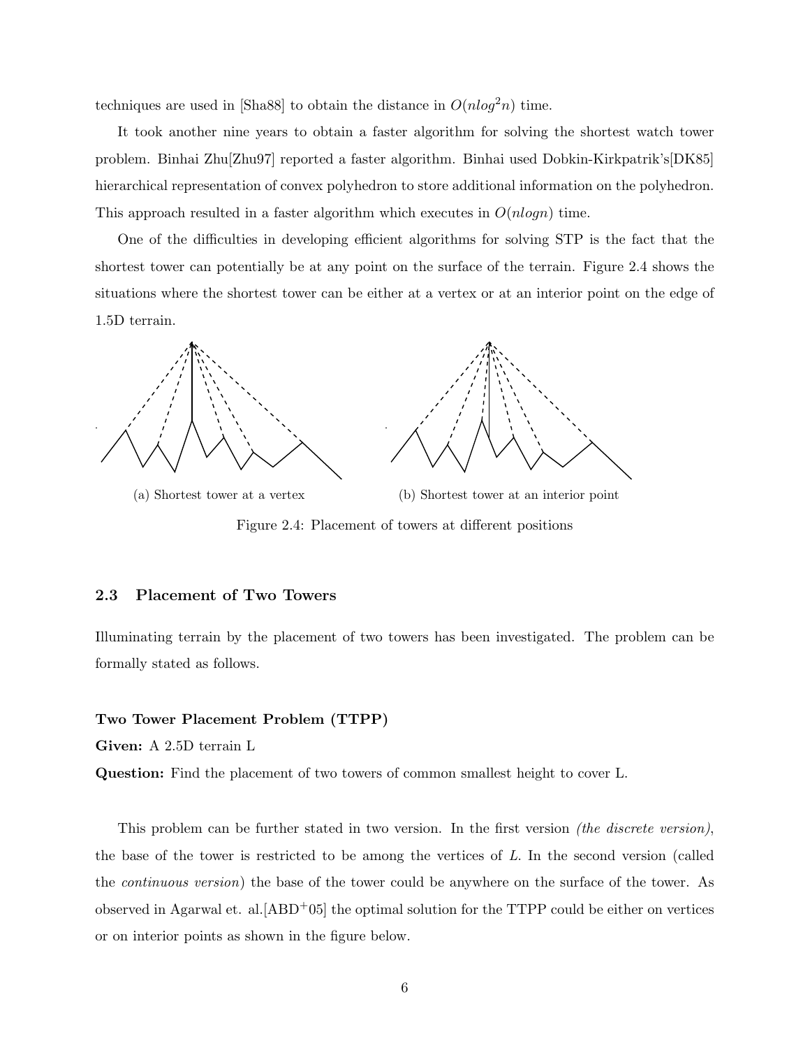techniques are used in [Sha88] to obtain the distance in $O(nlog^2n)$ time.

It took another nine years to obtain a faster algorithm for solving the shortest watch tower problem. Binhai Zhu[Zhu97] reported a faster algorithm. Binhai used Dobkin-Kirkpatrik's[DK85] hierarchical representation of convex polyhedron to store additional information on the polyhedron. This approach resulted in a faster algorithm which executes in $O(nlogn)$ time.

One of the difficulties in developing efficient algorithms for solving STP is the fact that the shortest tower can potentially be at any point on the surface of the terrain. Figure 2.4 shows the situations where the shortest tower can be either at a vertex or at an interior point on the edge of 1.5D terrain.

(a) Shortest tower at a vertex

(b) Shortest tower at an interior point

Figure 2.4: Placement of towers at different positions

## 2.3 Placement of Two Towers

Illuminating terrain by the placement of two towers has been investigated. The problem can be formally stated as follows.

**Two Tower Placement Problem (TTPP)**

**Given:** A 2.5D terrain L

**Question:** Find the placement of two towers of common smallest height to cover L.

This problem can be further stated in two version. In the first version *(the discrete version)*, the base of the tower is restricted to be among the vertices of *L*. In the second version (called the *continuous version*) the base of the tower could be anywhere on the surface of the tower. As observed in Agarwal et. al.[ABD+05] the optimal solution for the TTPP could be either on vertices or on interior points as shown in the figure below.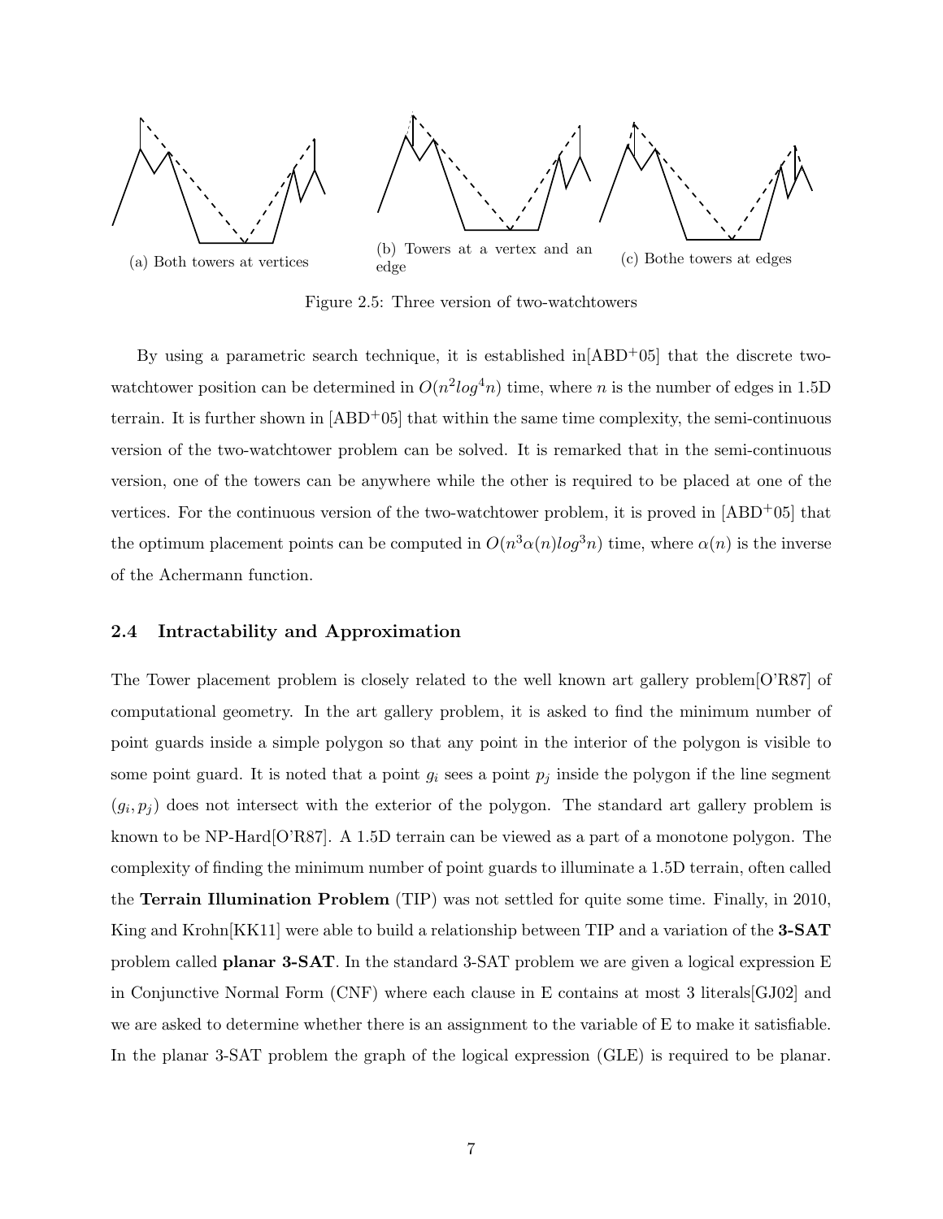(a) Both towers at vertices

(b) Towers at a vertex and an edge

(c) Bothe towers at edges

Figure 2.5: Three version of two-watchtowers

By using a parametric search technique, it is established in[ABD+05] that the discrete two-watchtower position can be determined in $O(n^2 log^4 n)$ time, where $n$ is the number of edges in 1.5D terrain. It is further shown in [ABD+05] that within the same time complexity, the semi-continuous version of the two-watchtower problem can be solved. It is remarked that in the semi-continuous version, one of the towers can be anywhere while the other is required to be placed at one of the vertices. For the continuous version of the two-watchtower problem, it is proved in [ABD+05] that the optimum placement points can be computed in $O(n^3 \alpha(n) log^3 n)$ time, where $\alpha(n)$ is the inverse of the Achermann function.

## 2.4 Intractability and Approximation

The Tower placement problem is closely related to the well known art gallery problem[O'R87] of computational geometry. In the art gallery problem, it is asked to find the minimum number of point guards inside a simple polygon so that any point in the interior of the polygon is visible to some point guard. It is noted that a point $g_i$ sees a point $p_j$ inside the polygon if the line segment $(g_i, p_j)$ does not intersect with the exterior of the polygon. The standard art gallery problem is known to be NP-Hard[O'R87]. A 1.5D terrain can be viewed as a part of a monotone polygon. The complexity of finding the minimum number of point guards to illuminate a 1.5D terrain, often called the **Terrain Illumination Problem** (TIP) was not settled for quite some time. Finally, in 2010, King and Krohn[KK11] were able to build a relationship between TIP and a variation of the **3-SAT** problem called **planar 3-SAT**. In the standard 3-SAT problem we are given a logical expression E in Conjunctive Normal Form (CNF) where each clause in E contains at most 3 literals[GJ02] and we are asked to determine whether there is an assignment to the variable of E to make it satisfiable. In the planar 3-SAT problem the graph of the logical expression (GLE) is required to be planar.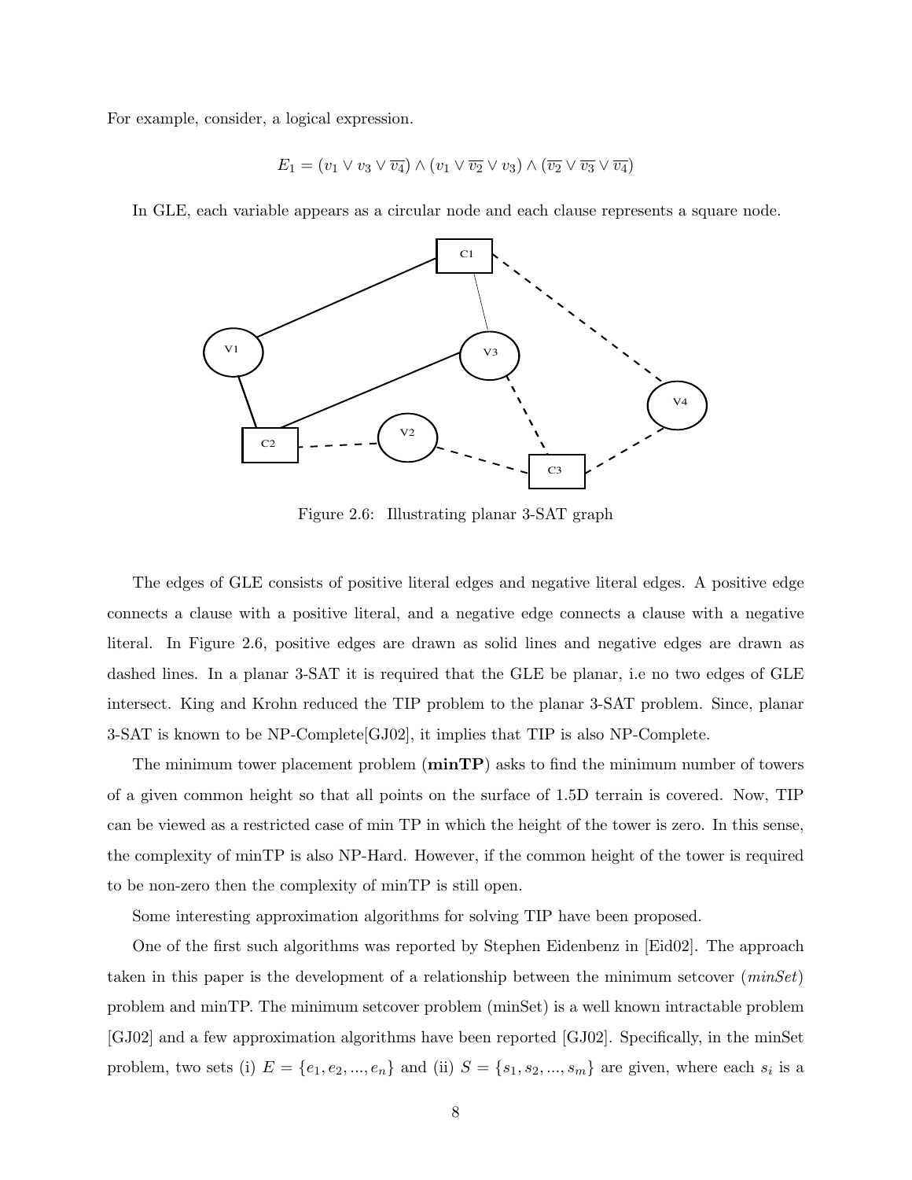For example, consider, a logical expression.

$$E_1 = (v_1 \vee v_3 \vee \overline{v_4}) \wedge (v_1 \vee \overline{v_2} \vee v_3) \wedge (\overline{v_2} \vee \overline{v_3} \vee \overline{v_4})$$

In GLE, each variable appears as a circular node and each clause represents a square node.

Figure 2.6: Illustrating planar 3-SAT graph

The edges of GLE consists of positive literal edges and negative literal edges. A positive edge connects a clause with a positive literal, and a negative edge connects a clause with a negative literal. In Figure 2.6, positive edges are drawn as solid lines and negative edges are drawn as dashed lines. In a planar 3-SAT it is required that the GLE be planar, i.e no two edges of GLE intersect. King and Krohn reduced the TIP problem to the planar 3-SAT problem. Since, planar 3-SAT is known to be NP-Complete[GJ02], it implies that TIP is also NP-Complete.

The minimum tower placement problem (**minTP**) asks to find the minimum number of towers of a given common height so that all points on the surface of 1.5D terrain is covered. Now, TIP can be viewed as a restricted case of min TP in which the height of the tower is zero. In this sense, the complexity of minTP is also NP-Hard. However, if the common height of the tower is required to be non-zero then the complexity of minTP is still open.

Some interesting approximation algorithms for solving TIP have been proposed.

One of the first such algorithms was reported by Stephen Eidenbenz in [Eid02]. The approach taken in this paper is the development of a relationship between the minimum setcover (*minSet*) problem and minTP. The minimum setcover problem (minSet) is a well known intractable problem [GJ02] and a few approximation algorithms have been reported [GJ02]. Specifically, in the minSet problem, two sets (i) $E = \{e_1, e_2, ..., e_n\}$ and (ii) $S = \{s_1, s_2, ..., s_m\}$ are given, where each $s_i$ is a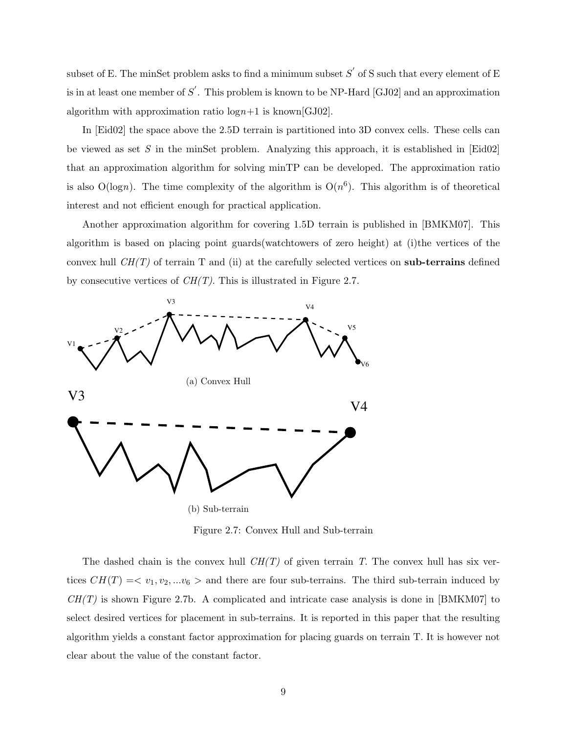subset of E. The minSet problem asks to find a minimum subset $S'$ of S such that every element of E is in at least one member of $S'$. This problem is known to be NP-Hard [GJ02] and an approximation algorithm with approximation ratio $\log n+1$ is known[GJ02].

In [Eid02] the space above the 2.5D terrain is partitioned into 3D convex cells. These cells can be viewed as set $S$ in the minSet problem. Analyzing this approach, it is established in [Eid02] that an approximation algorithm for solving minTP can be developed. The approximation ratio is also O($\log n$). The time complexity of the algorithm is O($n^6$). This algorithm is of theoretical interest and not efficient enough for practical application.

Another approximation algorithm for covering 1.5D terrain is published in [BMKM07]. This algorithm is based on placing point guards(watchtowers of zero height) at (i)the vertices of the convex hull *CH(T)* of terrain T and (ii) at the carefully selected vertices on **sub-terrains** defined by consecutive vertices of *CH(T)*. This is illustrated in Figure 2.7.

(a) Convex Hull

(b) Sub-terrain

Figure 2.7: Convex Hull and Sub-terrain

The dashed chain is the convex hull *CH(T)* of given terrain *T*. The convex hull has six vertices $CH(T) =< v_1, v_2, ...v_6 >$ and there are four sub-terrains. The third sub-terrain induced by *CH(T)* is shown Figure 2.7b. A complicated and intricate case analysis is done in [BMKM07] to select desired vertices for placement in sub-terrains. It is reported in this paper that the resulting algorithm yields a constant factor approximation for placing guards on terrain T. It is however not clear about the value of the constant factor.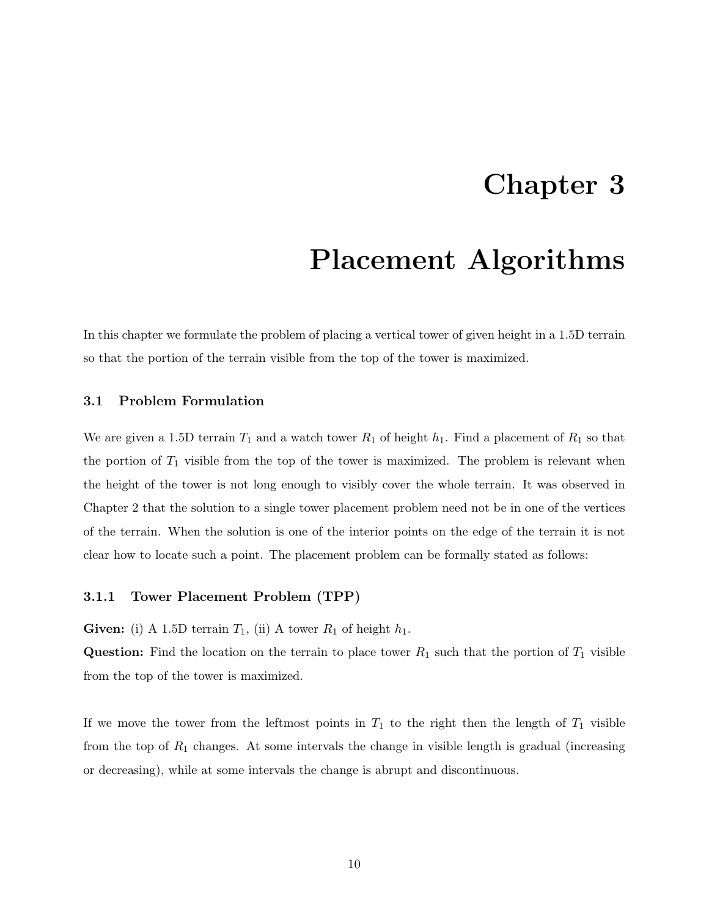# Chapter 3

# Placement Algorithms

In this chapter we formulate the problem of placing a vertical tower of given height in a 1.5D terrain so that the portion of the terrain visible from the top of the tower is maximized.

## 3.1 Problem Formulation

We are given a 1.5D terrain $T_1$ and a watch tower $R_1$ of height $h_1$. Find a placement of $R_1$ so that the portion of $T_1$ visible from the top of the tower is maximized. The problem is relevant when the height of the tower is not long enough to visibly cover the whole terrain. It was observed in Chapter 2 that the solution to a single tower placement problem need not be in one of the vertices of the terrain. When the solution is one of the interior points on the edge of the terrain it is not clear how to locate such a point. The placement problem can be formally stated as follows:

### 3.1.1 Tower Placement Problem (TPP)

**Given:** (i) A 1.5D terrain $T_1$, (ii) A tower $R_1$ of height $h_1$.
**Question:** Find the location on the terrain to place tower $R_1$ such that the portion of $T_1$ visible from the top of the tower is maximized.

If we move the tower from the leftmost points in $T_1$ to the right then the length of $T_1$ visible from the top of $R_1$ changes. At some intervals the change in visible length is gradual (increasing or decreasing), while at some intervals the change is abrupt and discontinuous.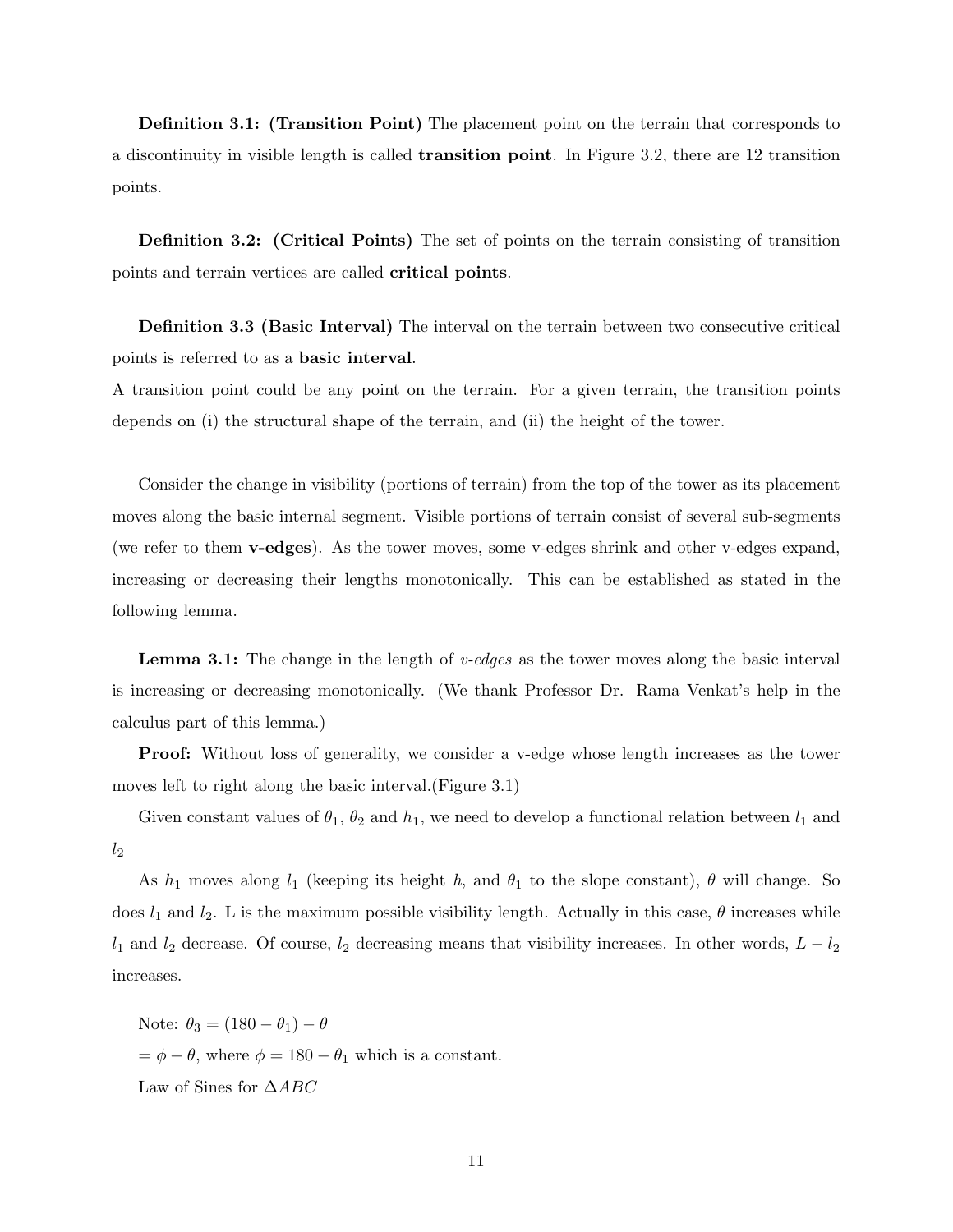**Definition 3.1: (Transition Point)** The placement point on the terrain that corresponds to a discontinuity in visible length is called **transition point**. In Figure 3.2, there are 12 transition points.

**Definition 3.2: (Critical Points)** The set of points on the terrain consisting of transition points and terrain vertices are called **critical points**.

**Definition 3.3 (Basic Interval)** The interval on the terrain between two consecutive critical points is referred to as a **basic interval**.
A transition point could be any point on the terrain. For a given terrain, the transition points depends on (i) the structural shape of the terrain, and (ii) the height of the tower.

Consider the change in visibility (portions of terrain) from the top of the tower as its placement moves along the basic internal segment. Visible portions of terrain consist of several sub-segments (we refer to them **v-edges**). As the tower moves, some v-edges shrink and other v-edges expand, increasing or decreasing their lengths monotonically. This can be established as stated in the following lemma.

**Lemma 3.1:** The change in the length of *v-edges* as the tower moves along the basic interval is increasing or decreasing monotonically. (We thank Professor Dr. Rama Venkat's help in the calculus part of this lemma.)

**Proof:** Without loss of generality, we consider a v-edge whose length increases as the tower moves left to right along the basic interval.(Figure 3.1)

Given constant values of $\theta_1$, $\theta_2$ and $h_1$, we need to develop a functional relation between $l_1$ and $l_2$

As $h_1$ moves along $l_1$ (keeping its height $h$, and $\theta_1$ to the slope constant), $\theta$ will change. So does $l_1$ and $l_2$. L is the maximum possible visibility length. Actually in this case, $\theta$ increases while $l_1$ and $l_2$ decrease. Of course, $l_2$ decreasing means that visibility increases. In other words, $L - l_2$ increases.

Note: $\theta_3 = (180 - \theta_1) - \theta$

$= \phi - \theta$, where $\phi = 180 - \theta_1$ which is a constant.

Law of Sines for $\Delta ABC$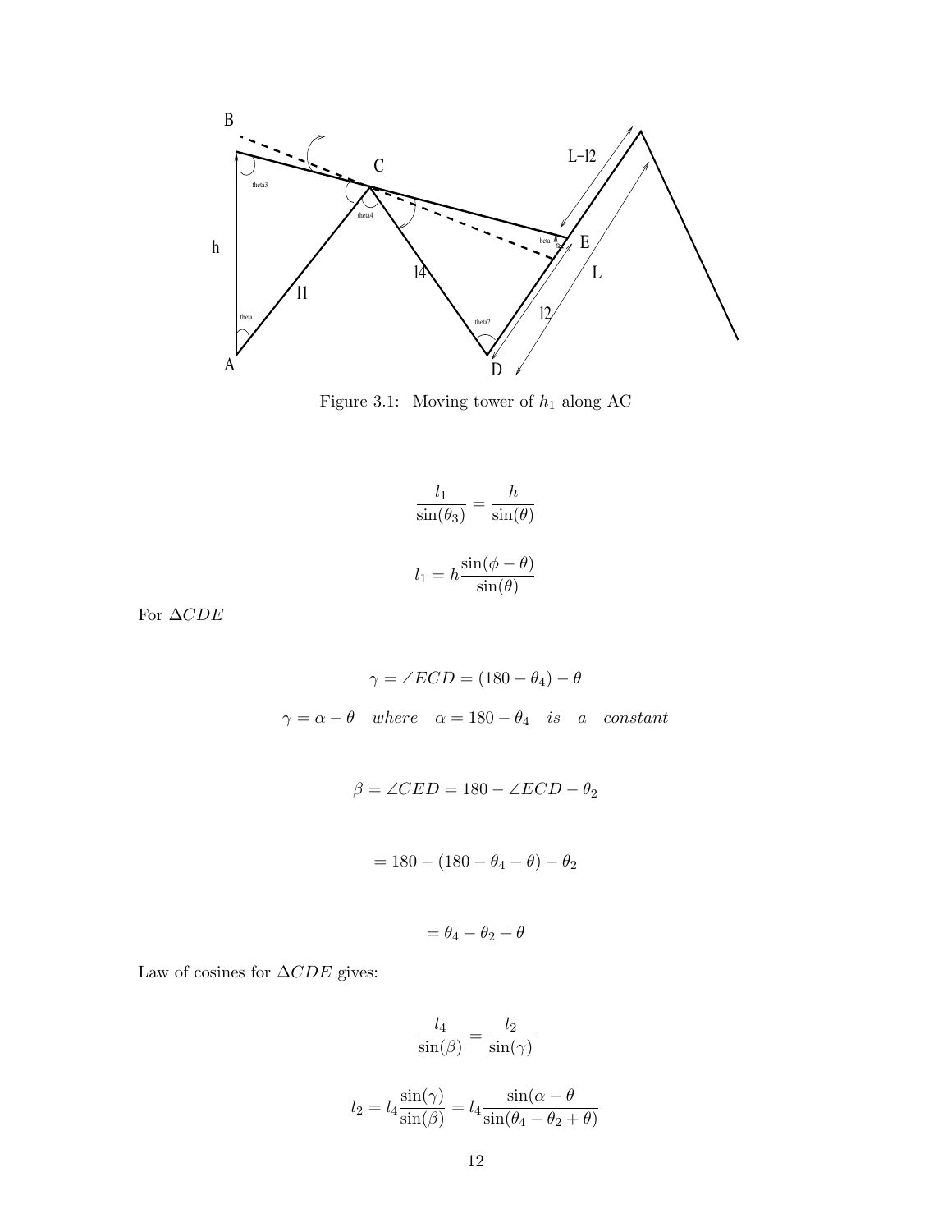Figure 3.1: Moving tower of $h_1$ along AC

$$\frac{l_1}{\sin(\theta_3)} = \frac{h}{\sin(\theta)}$$

$$l_1 = h\frac{\sin(\phi - \theta)}{\sin(\theta)}$$

For $\Delta CDE$

$$\gamma = \angle ECD = (180 - \theta_4) - \theta$$

$$\gamma = \alpha - \theta \quad where \quad \alpha = 180 - \theta_4 \quad is \quad a \quad constant$$

$$\beta = \angle CED = 180 - \angle ECD - \theta_2$$

$$= 180 - (180 - \theta_4 - \theta) - \theta_2$$

$$= \theta_4 - \theta_2 + \theta$$

Law of cosines for $\Delta CDE$ gives:

$$\frac{l_4}{\sin(\beta)} = \frac{l_2}{\sin(\gamma)}$$

$$l_2 = l_4\frac{\sin(\gamma)}{\sin(\beta)} = l_4\frac{\sin(\alpha - \theta}{\sin(\theta_4 - \theta_2 + \theta)}$$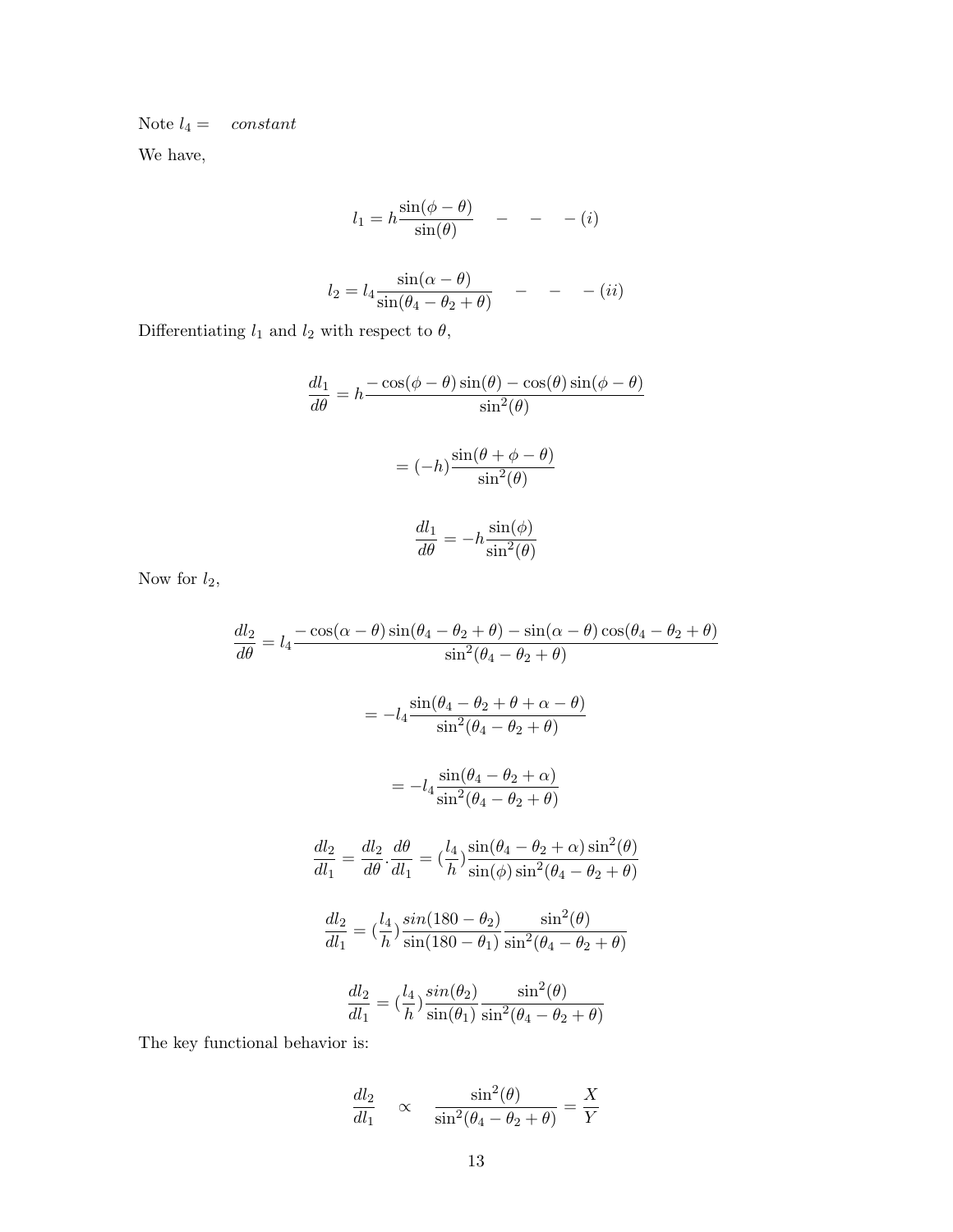Note $l_4 =$ *constant*

We have,

$$l_1 = h\frac{\sin(\phi - \theta)}{\sin(\theta)} \quad - \quad - \quad - (i)$$

$$l_2 = l_4\frac{\sin(\alpha - \theta)}{\sin(\theta_4 - \theta_2 + \theta)} \quad - \quad - \quad - (ii)$$

Differentiating $l_1$ and $l_2$ with respect to $\theta$,

$$\frac{dl_1}{d\theta} = h\frac{-\cos(\phi - \theta)\sin(\theta) - \cos(\theta)\sin(\phi - \theta)}{\sin^2(\theta)}$$

$$= (-h)\frac{\sin(\theta + \phi - \theta)}{\sin^2(\theta)}$$

$$\frac{dl_1}{d\theta} = -h\frac{\sin(\phi)}{\sin^2(\theta)}$$

Now for $l_2$,

$$\frac{dl_2}{d\theta} = l_4\frac{-\cos(\alpha - \theta)\sin(\theta_4 - \theta_2 + \theta) - \sin(\alpha - \theta)\cos(\theta_4 - \theta_2 + \theta)}{\sin^2(\theta_4 - \theta_2 + \theta)}$$

$$= -l_4\frac{\sin(\theta_4 - \theta_2 + \theta + \alpha - \theta)}{\sin^2(\theta_4 - \theta_2 + \theta)}$$

$$= -l_4\frac{\sin(\theta_4 - \theta_2 + \alpha)}{\sin^2(\theta_4 - \theta_2 + \theta)}$$

$$\frac{dl_2}{dl_1} = \frac{dl_2}{d\theta}.\frac{d\theta}{dl_1} = (\frac{l_4}{h})\frac{\sin(\theta_4 - \theta_2 + \alpha)\sin^2(\theta)}{\sin(\phi)\sin^2(\theta_4 - \theta_2 + \theta)}$$

$$\frac{dl_2}{dl_1} = (\frac{l_4}{h})\frac{sin(180 - \theta_2)}{\sin(180 - \theta_1)}\frac{\sin^2(\theta)}{\sin^2(\theta_4 - \theta_2 + \theta)}$$

$$\frac{dl_2}{dl_1} = (\frac{l_4}{h})\frac{sin(\theta_2)}{\sin(\theta_1)}\frac{\sin^2(\theta)}{\sin^2(\theta_4 - \theta_2 + \theta)}$$

The key functional behavior is:

$$\frac{dl_2}{dl_1} \quad \propto \quad \frac{\sin^2(\theta)}{\sin^2(\theta_4 - \theta_2 + \theta)} = \frac{X}{Y}$$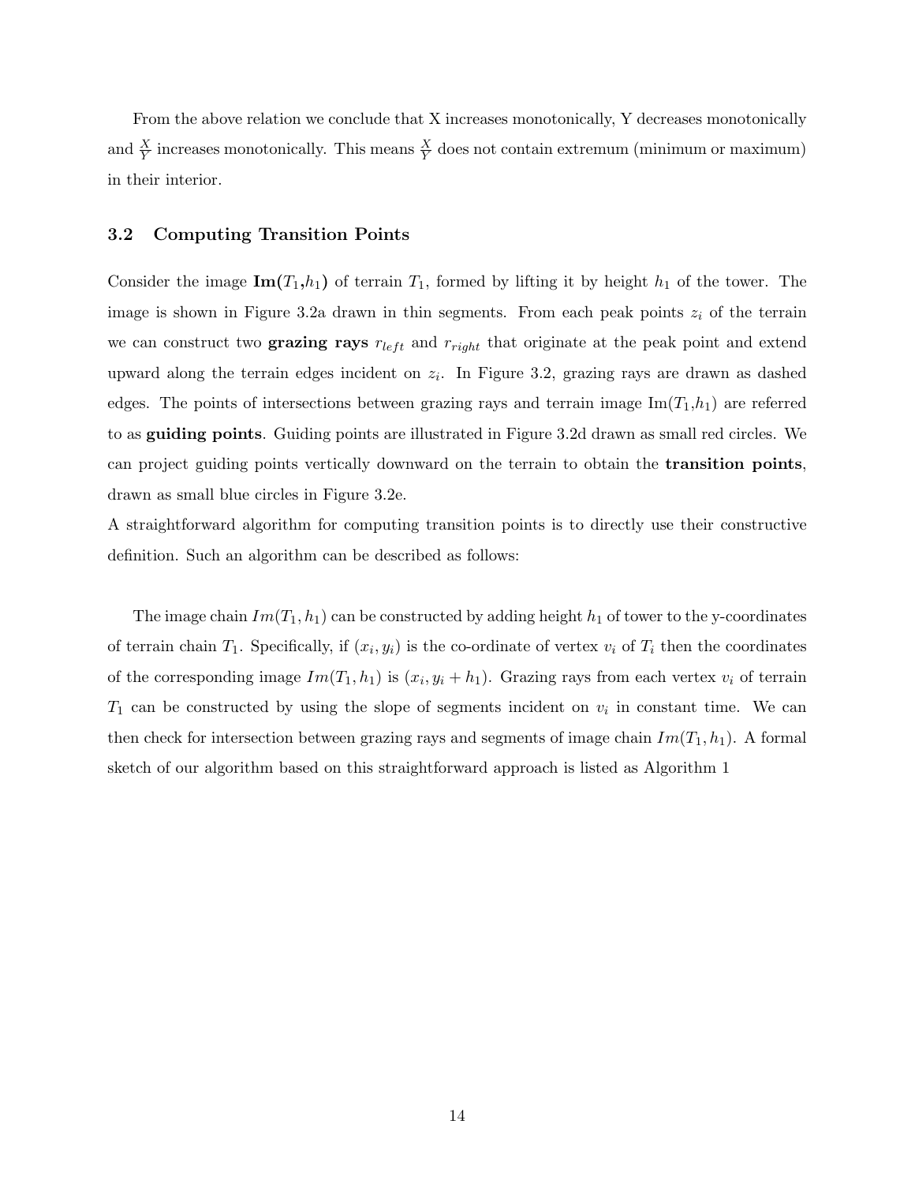From the above relation we conclude that X increases monotonically, Y decreases monotonically and $\frac{X}{Y}$ increases monotonically. This means $\frac{X}{Y}$ does not contain extremum (minimum or maximum) in their interior.

### 3.2 Computing Transition Points

Consider the image $\mathbf{Im(}T_1\mathbf{,}h_1\mathbf{)}$ of terrain $T_1$, formed by lifting it by height $h_1$ of the tower. The image is shown in Figure 3.2a drawn in thin segments. From each peak points $z_i$ of the terrain we can construct two **grazing rays** $r_{left}$ and $r_{right}$ that originate at the peak point and extend upward along the terrain edges incident on $z_i$. In Figure 3.2, grazing rays are drawn as dashed edges. The points of intersections between grazing rays and terrain image Im($T_1$,$h_1$) are referred to as **guiding points**. Guiding points are illustrated in Figure 3.2d drawn as small red circles. We can project guiding points vertically downward on the terrain to obtain the **transition points**, drawn as small blue circles in Figure 3.2e.

A straightforward algorithm for computing transition points is to directly use their constructive definition. Such an algorithm can be described as follows:

The image chain $Im(T_1, h_1)$ can be constructed by adding height $h_1$ of tower to the y-coordinates of terrain chain $T_1$. Specifically, if $(x_i, y_i)$ is the co-ordinate of vertex $v_i$ of $T_i$ then the coordinates of the corresponding image $Im(T_1, h_1)$ is $(x_i, y_i + h_1)$. Grazing rays from each vertex $v_i$ of terrain $T_1$ can be constructed by using the slope of segments incident on $v_i$ in constant time. We can then check for intersection between grazing rays and segments of image chain $Im(T_1, h_1)$. A formal sketch of our algorithm based on this straightforward approach is listed as Algorithm 1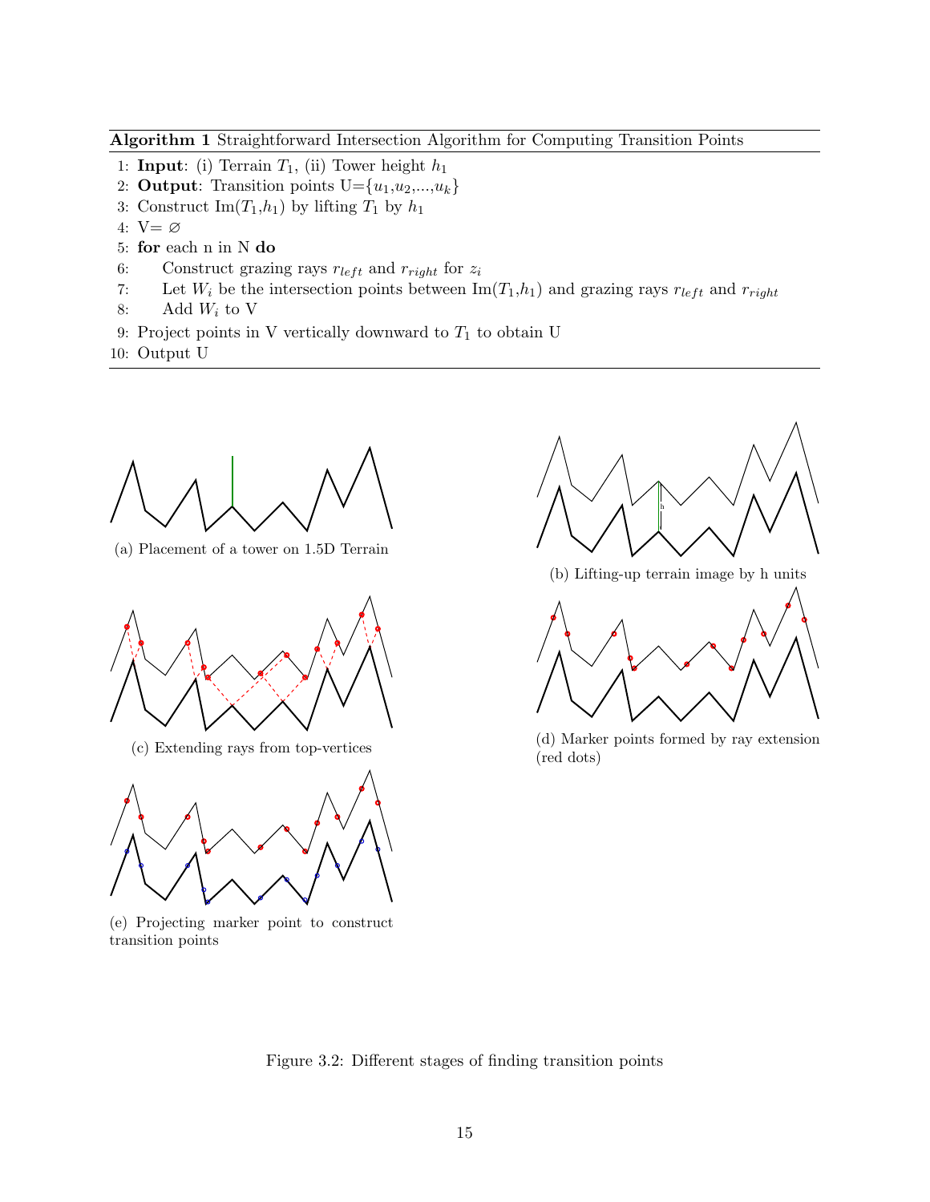**Algorithm 1** Straightforward Intersection Algorithm for Computing Transition Points

```
1: Input: (i) Terrain T_1, (ii) Tower height h_1
2: Output: Transition points U={u_1,u_2,...,u_k}
3: Construct Im(T_1,h_1) by lifting T_1 by h_1
4: V= ∅
5: for each n in N do
6:     Construct grazing rays r_left and r_right for z_i
7:     Let W_i be the intersection points between Im(T_1,h_1) and grazing rays r_left and r_right
8:     Add W_i to V
9: Project points in V vertically downward to T_1 to obtain U
10: Output U
```

(a) Placement of a tower on 1.5D Terrain

(b) Lifting-up terrain image by h units

(c) Extending rays from top-vertices

(d) Marker points formed by ray extension (red dots)

(e) Projecting marker point to construct transition points

Figure 3.2: Different stages of finding transition points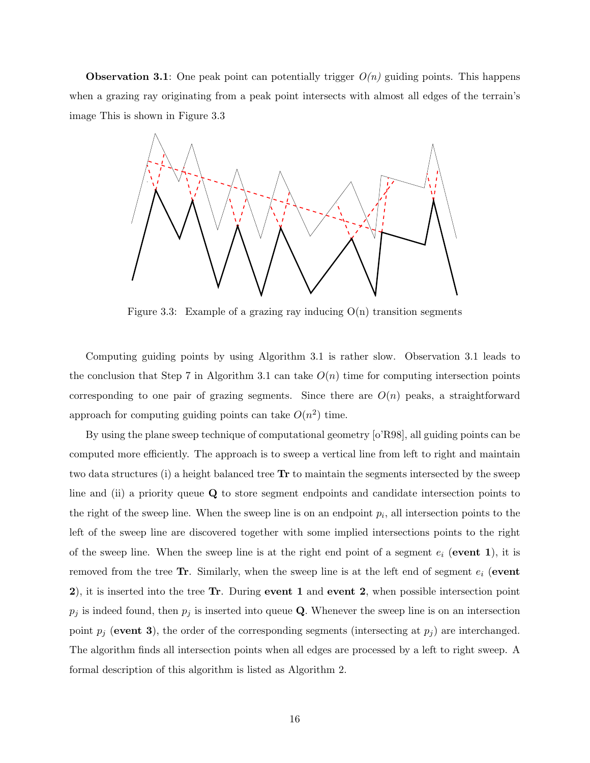**Observation 3.1**: One peak point can potentially trigger *O(n)* guiding points. This happens when a grazing ray originating from a peak point intersects with almost all edges of the terrain's image This is shown in Figure 3.3

Figure 3.3: Example of a grazing ray inducing O(n) transition segments

Computing guiding points by using Algorithm 3.1 is rather slow. Observation 3.1 leads to the conclusion that Step 7 in Algorithm 3.1 can take $O(n)$ time for computing intersection points corresponding to one pair of grazing segments. Since there are $O(n)$ peaks, a straightforward approach for computing guiding points can take $O(n^2)$ time.

By using the plane sweep technique of computational geometry [o'R98], all guiding points can be computed more efficiently. The approach is to sweep a vertical line from left to right and maintain two data structures (i) a height balanced tree **Tr** to maintain the segments intersected by the sweep line and (ii) a priority queue **Q** to store segment endpoints and candidate intersection points to the right of the sweep line. When the sweep line is on an endpoint $p_i$, all intersection points to the left of the sweep line are discovered together with some implied intersections points to the right of the sweep line. When the sweep line is at the right end point of a segment $e_i$ (**event 1**), it is removed from the tree **Tr**. Similarly, when the sweep line is at the left end of segment $e_i$ (**event 2**), it is inserted into the tree **Tr**. During **event 1** and **event 2**, when possible intersection point $p_j$ is indeed found, then $p_j$ is inserted into queue **Q**. Whenever the sweep line is on an intersection point $p_j$ (**event 3**), the order of the corresponding segments (intersecting at $p_j$) are interchanged. The algorithm finds all intersection points when all edges are processed by a left to right sweep. A formal description of this algorithm is listed as Algorithm 2.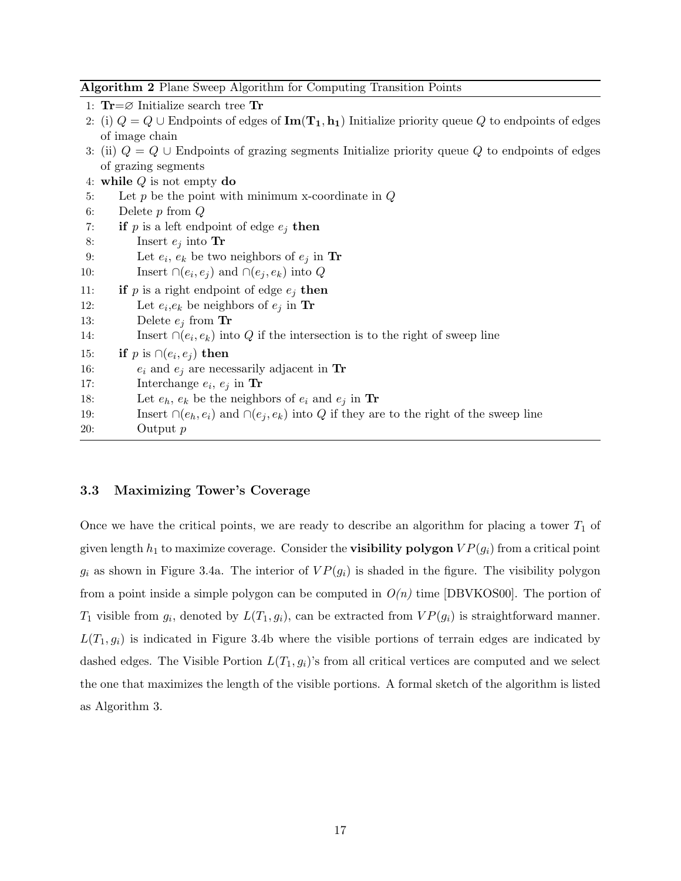**Algorithm 2** Plane Sweep Algorithm for Computing Transition Points

```
1: Tr=∅ Initialize search tree Tr
2: (i) Q = Q ∪ Endpoints of edges of Im(T1, h1) Initialize priority queue Q to endpoints of edges
   of image chain
3: (ii) Q = Q ∪ Endpoints of grazing segments Initialize priority queue Q to endpoints of edges
   of grazing segments
4: while Q is not empty do
5:     Let p be the point with minimum x-coordinate in Q
6:     Delete p from Q
7:     if p is a left endpoint of edge e_j then
8:         Insert e_j into Tr
9:         Let e_i, e_k be two neighbors of e_j in Tr
10:        Insert ∩(e_i, e_j) and ∩(e_j, e_k) into Q
11:    if p is a right endpoint of edge e_j then
12:        Let e_i,e_k be neighbors of e_j in Tr
13:        Delete e_j from Tr
14:        Insert ∩(e_i, e_k) into Q if the intersection is to the right of sweep line
15:    if p is ∩(e_i, e_j) then
16:        e_i and e_j are necessarily adjacent in Tr
17:        Interchange e_i, e_j in Tr
18:        Let e_h, e_k be the neighbors of e_i and e_j in Tr
19:        Insert ∩(e_h, e_i) and ∩(e_j, e_k) into Q if they are to the right of the sweep line
20:        Output p
```

### 3.3 Maximizing Tower's Coverage

Once we have the critical points, we are ready to describe an algorithm for placing a tower $T_1$ of given length $h_1$ to maximize coverage. Consider the **visibility polygon** $VP(g_i)$ from a critical point $g_i$ as shown in Figure 3.4a. The interior of $VP(g_i)$ is shaded in the figure. The visibility polygon from a point inside a simple polygon can be computed in *O(n)* time [DBVKOS00]. The portion of $T_1$ visible from $g_i$, denoted by $L(T_1, g_i)$, can be extracted from $VP(g_i)$ is straightforward manner. $L(T_1, g_i)$ is indicated in Figure 3.4b where the visible portions of terrain edges are indicated by dashed edges. The Visible Portion $L(T_1, g_i)$'s from all critical vertices are computed and we select the one that maximizes the length of the visible portions. A formal sketch of the algorithm is listed as Algorithm 3.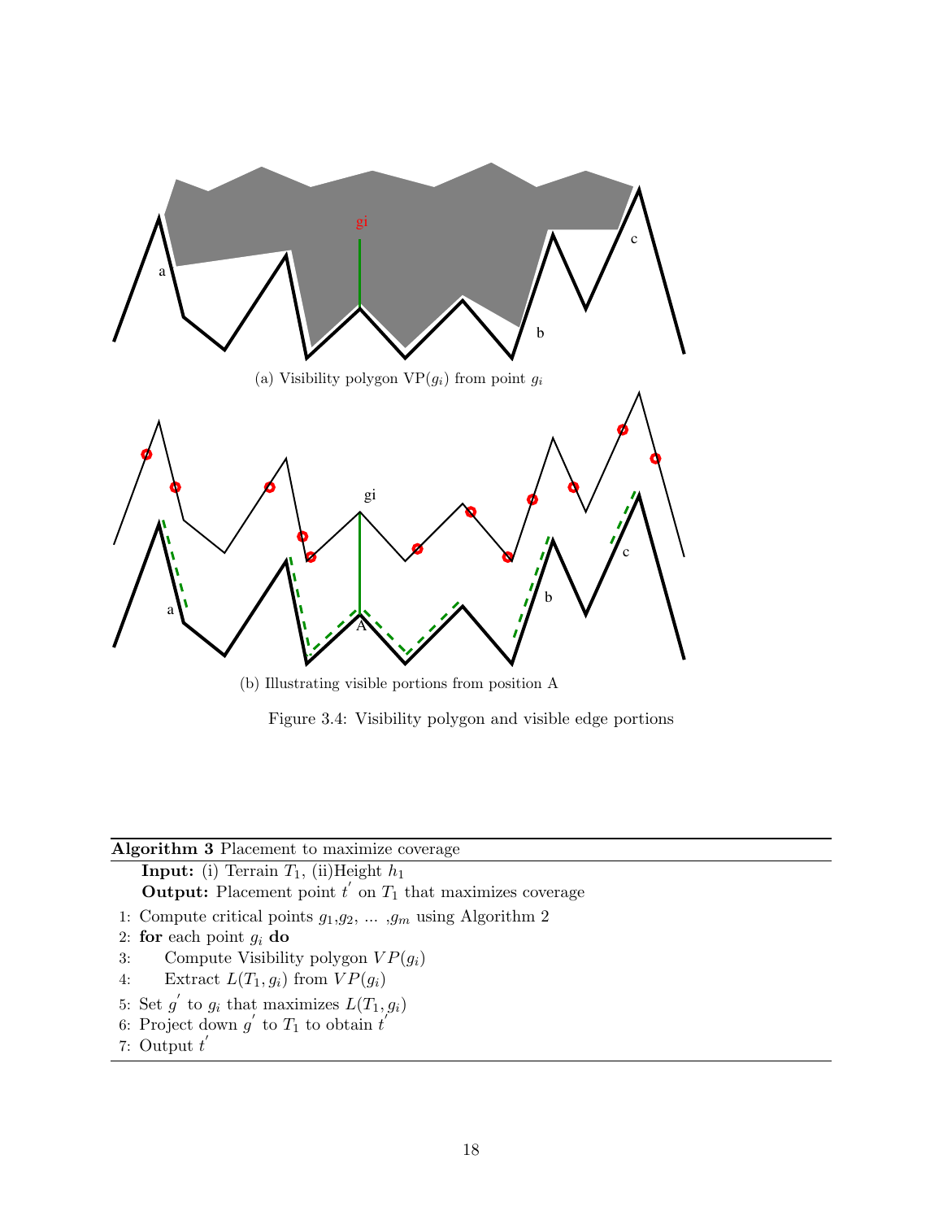(a) Visibility polygon VP($g_i$) from point $g_i$

(b) Illustrating visible portions from position A

Figure 3.4: Visibility polygon and visible edge portions

---

**Algorithm 3** Placement to maximize coverage

**Input:** (i) Terrain $T_1$, (ii)Height $h_1$

**Output:** Placement point $t^{'}$ on $T_1$ that maximizes coverage

1: Compute critical points $g_1$,$g_2$, ... ,$g_m$ using Algorithm 2
2: **for** each point $g_i$ **do**
3: Compute Visibility polygon $VP(g_i)$
4: Extract $L(T_1, g_i)$ from $VP(g_i)$
5: Set $g^{'}$ to $g_i$ that maximizes $L(T_1, g_i)$
6: Project down $g^{'}$ to $T_1$ to obtain $t^{'}$
7: Output $t^{'}$

---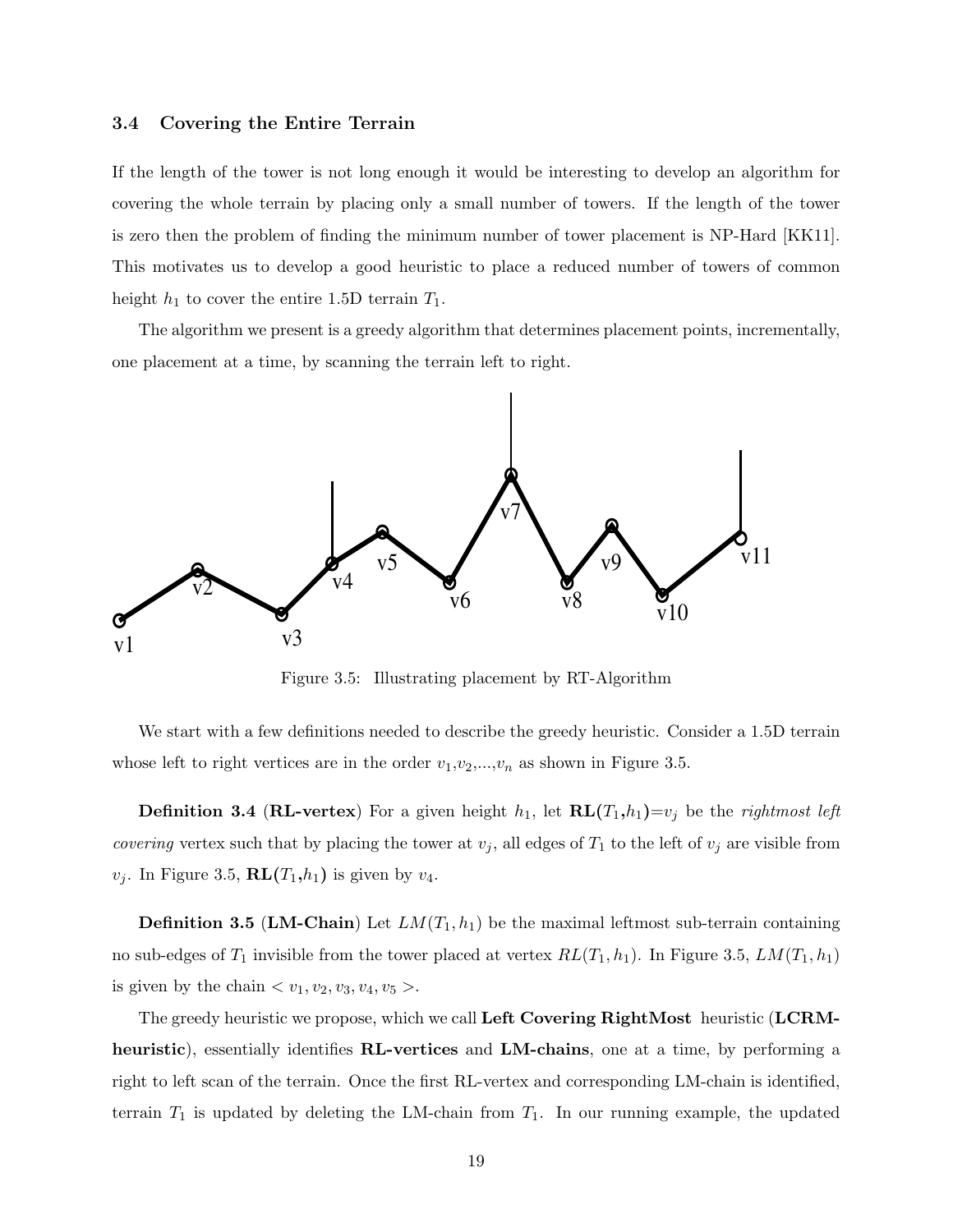### 3.4 Covering the Entire Terrain

If the length of the tower is not long enough it would be interesting to develop an algorithm for covering the whole terrain by placing only a small number of towers. If the length of the tower is zero then the problem of finding the minimum number of tower placement is NP-Hard [KK11]. This motivates us to develop a good heuristic to place a reduced number of towers of common height $h_1$ to cover the entire 1.5D terrain $T_1$.

The algorithm we present is a greedy algorithm that determines placement points, incrementally, one placement at a time, by scanning the terrain left to right.

Figure 3.5: Illustrating placement by RT-Algorithm

We start with a few definitions needed to describe the greedy heuristic. Consider a 1.5D terrain whose left to right vertices are in the order $v_1$,$v_2$,...,$v_n$ as shown in Figure 3.5.

**Definition 3.4** (**RL-vertex**) For a given height $h_1$, let **RL(**$T_1$,$h_1$**)**=$v_j$ be the *rightmost left covering* vertex such that by placing the tower at $v_j$, all edges of $T_1$ to the left of $v_j$ are visible from $v_j$. In Figure 3.5, **RL(**$T_1$,$h_1$**)** is given by $v_4$.

**Definition 3.5** (**LM-Chain**) Let $LM(T_1, h_1)$ be the maximal leftmost sub-terrain containing no sub-edges of $T_1$ invisible from the tower placed at vertex $RL(T_1, h_1)$. In Figure 3.5, $LM(T_1, h_1)$ is given by the chain $< v_1, v_2, v_3, v_4, v_5 >$.

The greedy heuristic we propose, which we call **Left Covering RightMost** heuristic (**LCRM-heuristic**), essentially identifies **RL-vertices** and **LM-chains**, one at a time, by performing a right to left scan of the terrain. Once the first RL-vertex and corresponding LM-chain is identified, terrain $T_1$ is updated by deleting the LM-chain from $T_1$. In our running example, the updated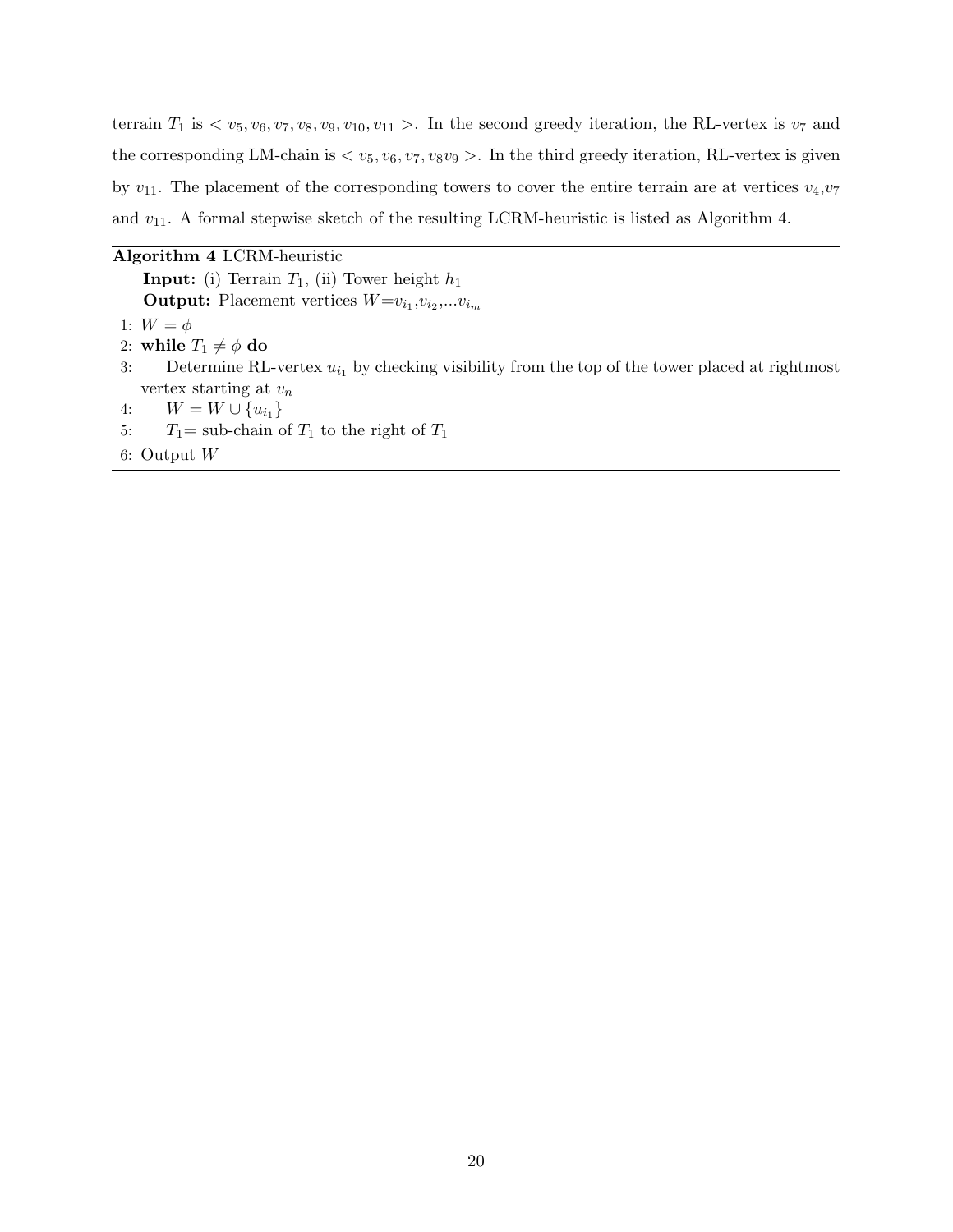terrain $T_1$ is $< v_5, v_6, v_7, v_8, v_9, v_{10}, v_{11} >$. In the second greedy iteration, the RL-vertex is $v_7$ and the corresponding LM-chain is $< v_5, v_6, v_7, v_8 v_9 >$. In the third greedy iteration, RL-vertex is given by $v_{11}$. The placement of the corresponding towers to cover the entire terrain are at vertices $v_4$,$v_7$ and $v_{11}$. A formal stepwise sketch of the resulting LCRM-heuristic is listed as Algorithm 4.

**Algorithm 4** LCRM-heuristic

**Input:** (i) Terrain $T_1$, (ii) Tower height $h_1$
**Output:** Placement vertices $W$=$v_{i_1}$,$v_{i_2}$,...$v_{i_m}$

1: $W = \phi$
2: **while** $T_1 \neq \phi$ **do**
3: Determine RL-vertex $u_{i_1}$ by checking visibility from the top of the tower placed at rightmost vertex starting at $v_n$
4: $W = W \cup \{u_{i_1}\}$
5: $T_1$= sub-chain of $T_1$ to the right of $T_1$
6: Output $W$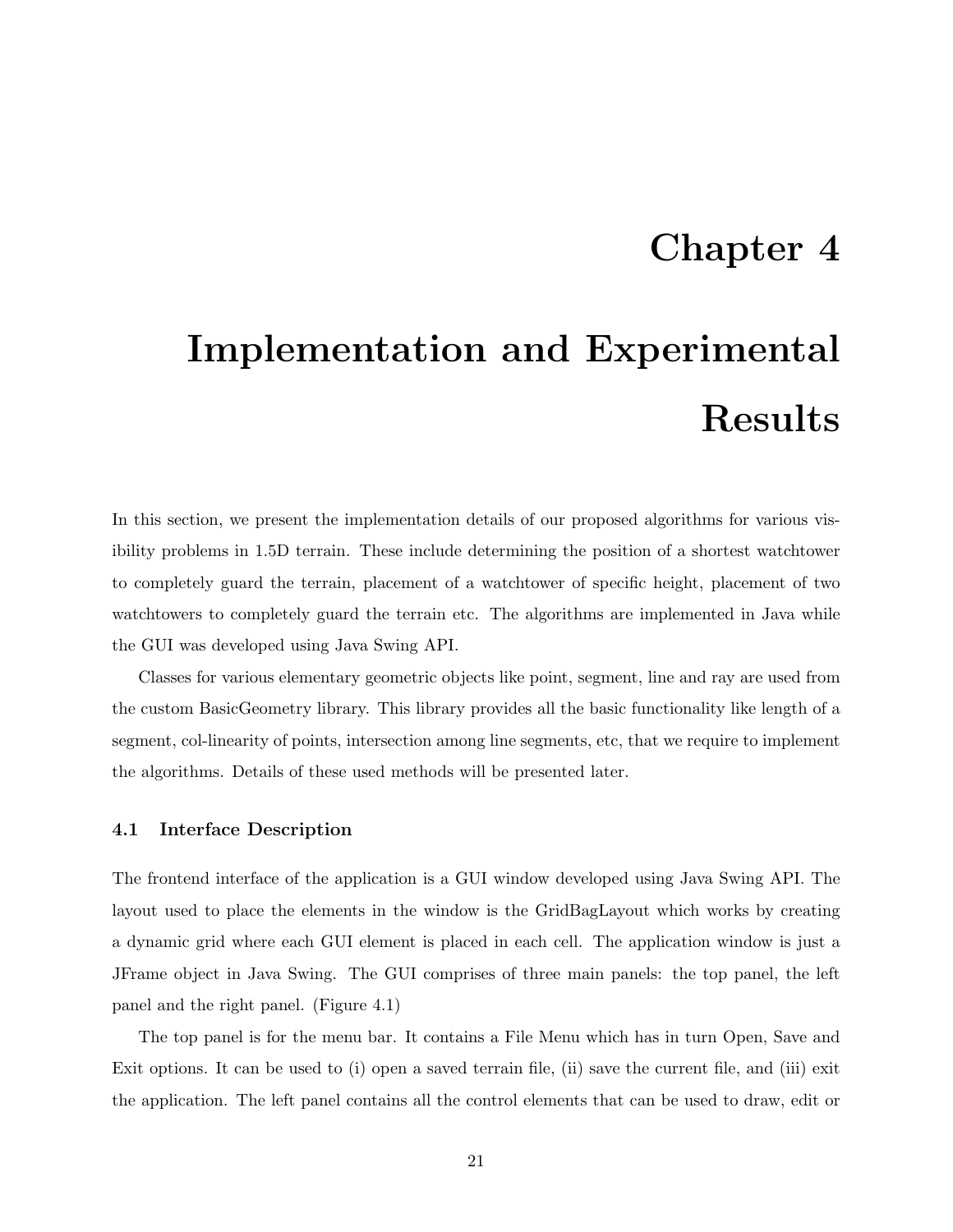# Chapter 4

# Implementation and Experimental Results

In this section, we present the implementation details of our proposed algorithms for various visibility problems in 1.5D terrain. These include determining the position of a shortest watchtower to completely guard the terrain, placement of a watchtower of specific height, placement of two watchtowers to completely guard the terrain etc. The algorithms are implemented in Java while the GUI was developed using Java Swing API.

Classes for various elementary geometric objects like point, segment, line and ray are used from the custom BasicGeometry library. This library provides all the basic functionality like length of a segment, col-linearity of points, intersection among line segments, etc, that we require to implement the algorithms. Details of these used methods will be presented later.

### 4.1 Interface Description

The frontend interface of the application is a GUI window developed using Java Swing API. The layout used to place the elements in the window is the GridBagLayout which works by creating a dynamic grid where each GUI element is placed in each cell. The application window is just a JFrame object in Java Swing. The GUI comprises of three main panels: the top panel, the left panel and the right panel. (Figure 4.1)

The top panel is for the menu bar. It contains a File Menu which has in turn Open, Save and Exit options. It can be used to (i) open a saved terrain file, (ii) save the current file, and (iii) exit the application. The left panel contains all the control elements that can be used to draw, edit or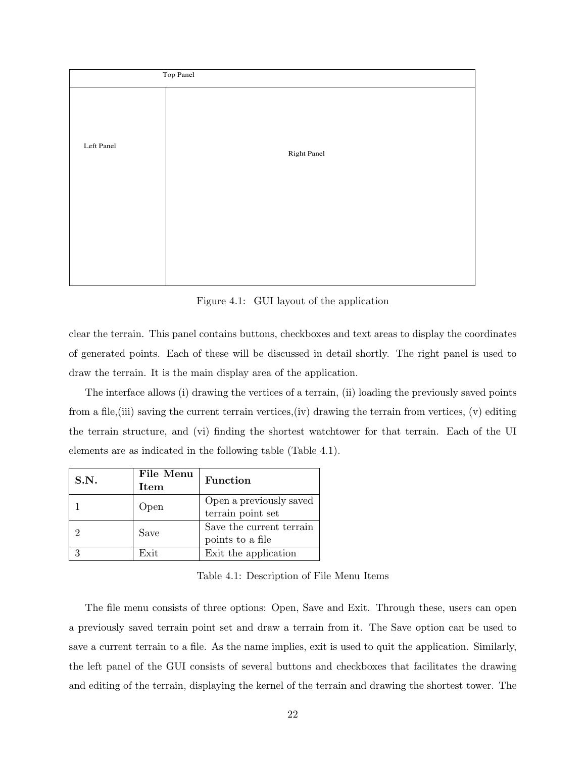Top Panel

Left Panel

Right Panel

Figure 4.1: GUI layout of the application

clear the terrain. This panel contains buttons, checkboxes and text areas to display the coordinates of generated points. Each of these will be discussed in detail shortly. The right panel is used to draw the terrain. It is the main display area of the application.

The interface allows (i) drawing the vertices of a terrain, (ii) loading the previously saved points from a file,(iii) saving the current terrain vertices,(iv) drawing the terrain from vertices, (v) editing the terrain structure, and (vi) finding the shortest watchtower for that terrain. Each of the UI elements are as indicated in the following table (Table 4.1).

| **S.N.** | **File Menu Item** | **Function** |
|---|---|---|
| 1 | Open | Open a previously saved terrain point set |
| 2 | Save | Save the current terrain points to a file |
| 3 | Exit | Exit the application |

Table 4.1: Description of File Menu Items

The file menu consists of three options: Open, Save and Exit. Through these, users can open a previously saved terrain point set and draw a terrain from it. The Save option can be used to save a current terrain to a file. As the name implies, exit is used to quit the application. Similarly, the left panel of the GUI consists of several buttons and checkboxes that facilitates the drawing and editing of the terrain, displaying the kernel of the terrain and drawing the shortest tower. The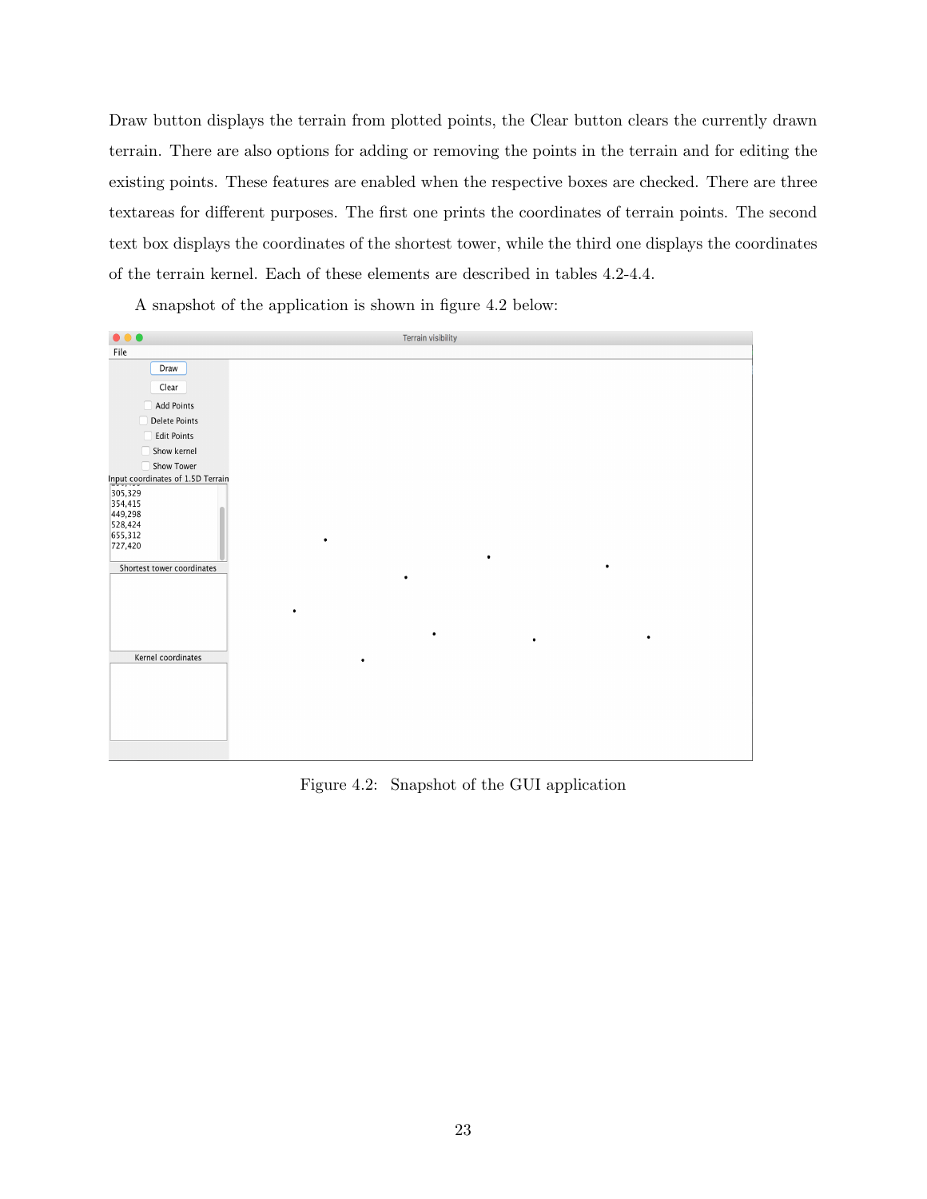Draw button displays the terrain from plotted points, the Clear button clears the currently drawn terrain. There are also options for adding or removing the points in the terrain and for editing the existing points. These features are enabled when the respective boxes are checked. There are three textareas for different purposes. The first one prints the coordinates of terrain points. The second text box displays the coordinates of the shortest tower, while the third one displays the coordinates of the terrain kernel. Each of these elements are described in tables 4.2-4.4.

A snapshot of the application is shown in figure 4.2 below:

Figure 4.2: Snapshot of the GUI application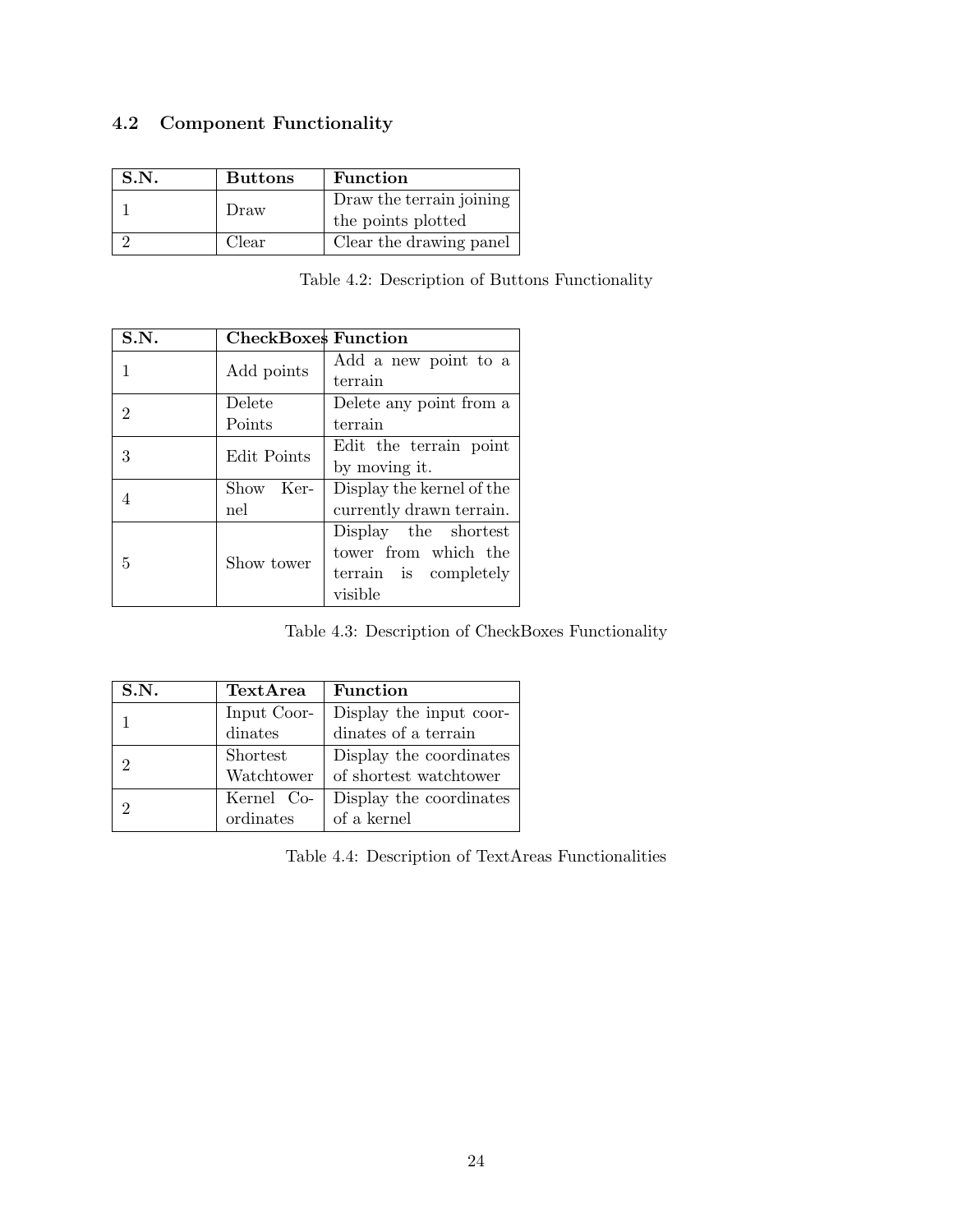## 4.2 Component Functionality

| S.N. | Buttons | Function |
|---|---|---|
| 1 | Draw | Draw the terrain joining the points plotted |
| 2 | Clear | Clear the drawing panel |

Table 4.2: Description of Buttons Functionality

| S.N. | CheckBoxes | Function |
|---|---|---|
| 1 | Add points | Add a new point to a terrain |
| 2 | Delete Points | Delete any point from a terrain |
| 3 | Edit Points | Edit the terrain point by moving it. |
| 4 | Show Kernel | Display the kernel of the currently drawn terrain. |
| 5 | Show tower | Display the shortest tower from which the terrain is completely visible |

Table 4.3: Description of CheckBoxes Functionality

| S.N. | TextArea | Function |
|---|---|---|
| 1 | Input Coordinates | Display the input coordinates of a terrain |
| 2 | Shortest Watchtower | Display the coordinates of shortest watchtower |
| 2 | Kernel Coordinates | Display the coordinates of a kernel |

Table 4.4: Description of TextAreas Functionalities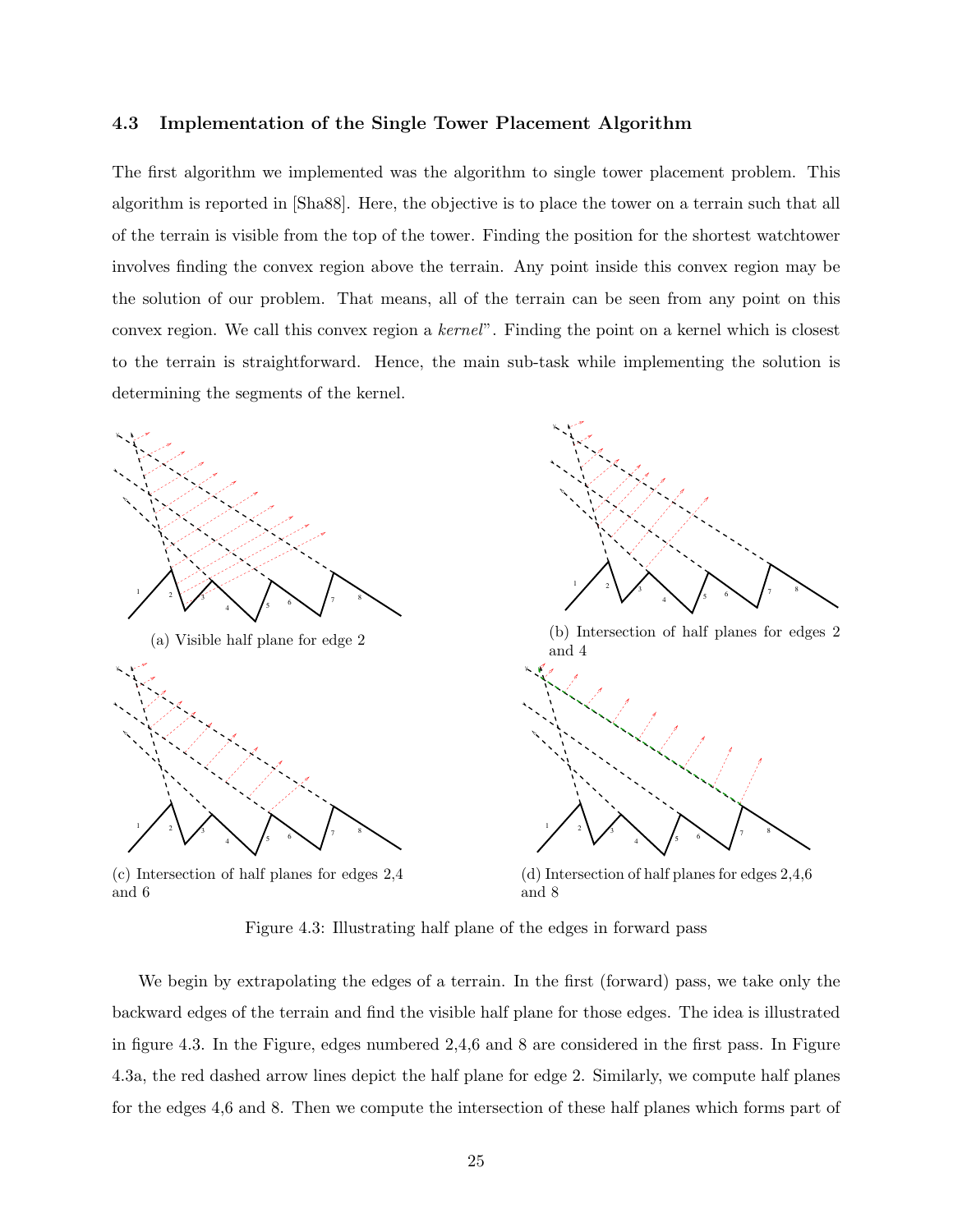### 4.3 Implementation of the Single Tower Placement Algorithm

The first algorithm we implemented was the algorithm to single tower placement problem. This algorithm is reported in [Sha88]. Here, the objective is to place the tower on a terrain such that all of the terrain is visible from the top of the tower. Finding the position for the shortest watchtower involves finding the convex region above the terrain. Any point inside this convex region may be the solution of our problem. That means, all of the terrain can be seen from any point on this convex region. We call this convex region a *kernel*". Finding the point on a kernel which is closest to the terrain is straightforward. Hence, the main sub-task while implementing the solution is determining the segments of the kernel.

(a) Visible half plane for edge 2

(b) Intersection of half planes for edges 2 and 4

(c) Intersection of half planes for edges 2,4 and 6

(d) Intersection of half planes for edges 2,4,6 and 8

Figure 4.3: Illustrating half plane of the edges in forward pass

We begin by extrapolating the edges of a terrain. In the first (forward) pass, we take only the backward edges of the terrain and find the visible half plane for those edges. The idea is illustrated in figure 4.3. In the Figure, edges numbered 2,4,6 and 8 are considered in the first pass. In Figure 4.3a, the red dashed arrow lines depict the half plane for edge 2. Similarly, we compute half planes for the edges 4,6 and 8. Then we compute the intersection of these half planes which forms part of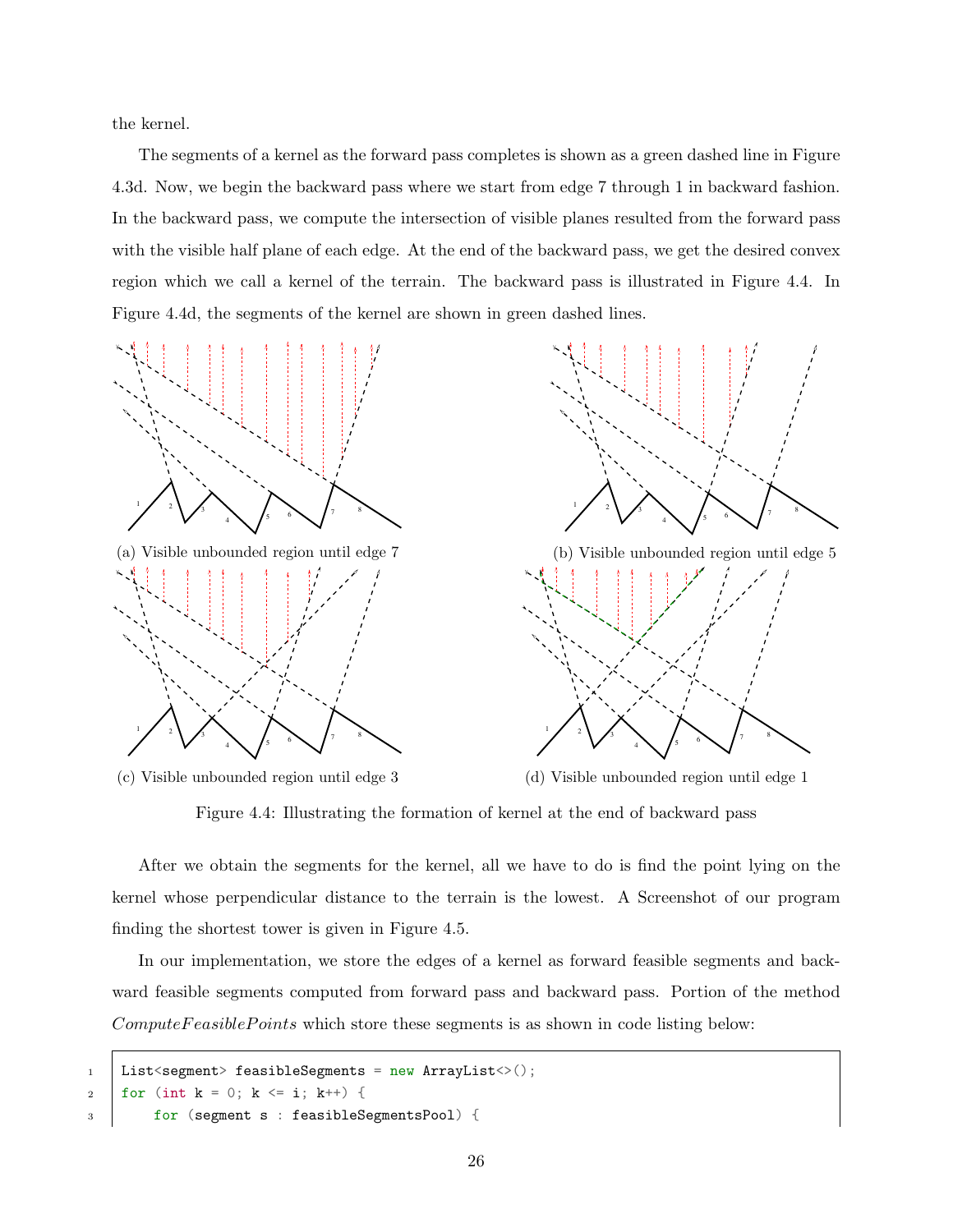the kernel.

The segments of a kernel as the forward pass completes is shown as a green dashed line in Figure 4.3d. Now, we begin the backward pass where we start from edge 7 through 1 in backward fashion. In the backward pass, we compute the intersection of visible planes resulted from the forward pass with the visible half plane of each edge. At the end of the backward pass, we get the desired convex region which we call a kernel of the terrain. The backward pass is illustrated in Figure 4.4. In Figure 4.4d, the segments of the kernel are shown in green dashed lines.

(a) Visible unbounded region until edge 7

(b) Visible unbounded region until edge 5

(c) Visible unbounded region until edge 3

(d) Visible unbounded region until edge 1

Figure 4.4: Illustrating the formation of kernel at the end of backward pass

After we obtain the segments for the kernel, all we have to do is find the point lying on the kernel whose perpendicular distance to the terrain is the lowest. A Screenshot of our program finding the shortest tower is given in Figure 4.5.

In our implementation, we store the edges of a kernel as forward feasible segments and backward feasible segments computed from forward pass and backward pass. Portion of the method *ComputeFeasiblePoints* which store these segments is as shown in code listing below:

```
List<segment> feasibleSegments = new ArrayList<>();
for (int k = 0; k <= i; k++) {
    for (segment s : feasibleSegmentsPool) {
```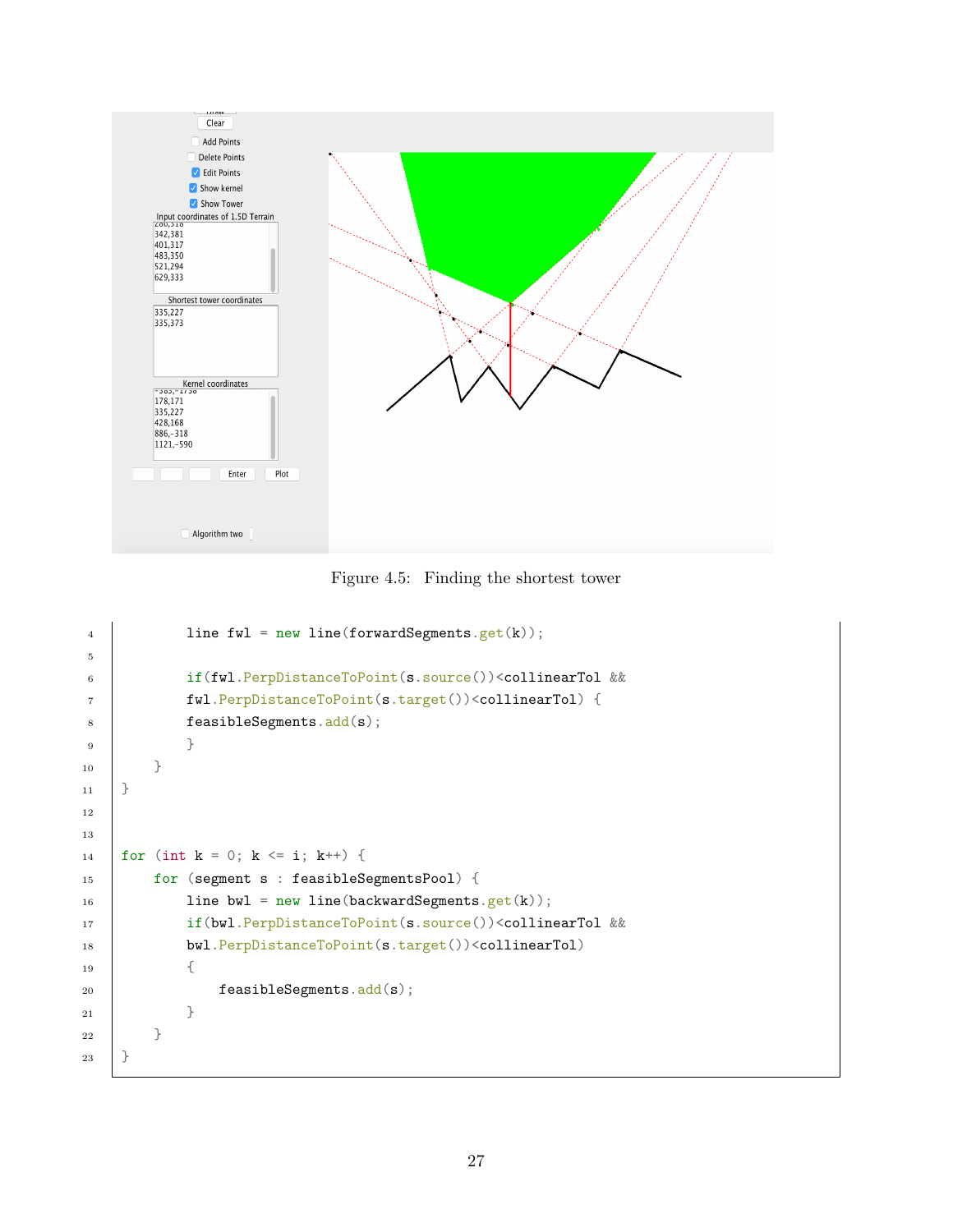Figure 4.5: Finding the shortest tower

```
        line fwl = new line(forwardSegments.get(k));

        if(fwl.PerpDistanceToPoint(s.source())<collinearTol &&
        fwl.PerpDistanceToPoint(s.target())<collinearTol) {
        feasibleSegments.add(s);
        }
    }
}


for (int k = 0; k <= i; k++) {
    for (segment s : feasibleSegmentsPool) {
        line bwl = new line(backwardSegments.get(k));
        if(bwl.PerpDistanceToPoint(s.source())<collinearTol &&
        bwl.PerpDistanceToPoint(s.target())<collinearTol)
        {
            feasibleSegments.add(s);
        }
    }
}
```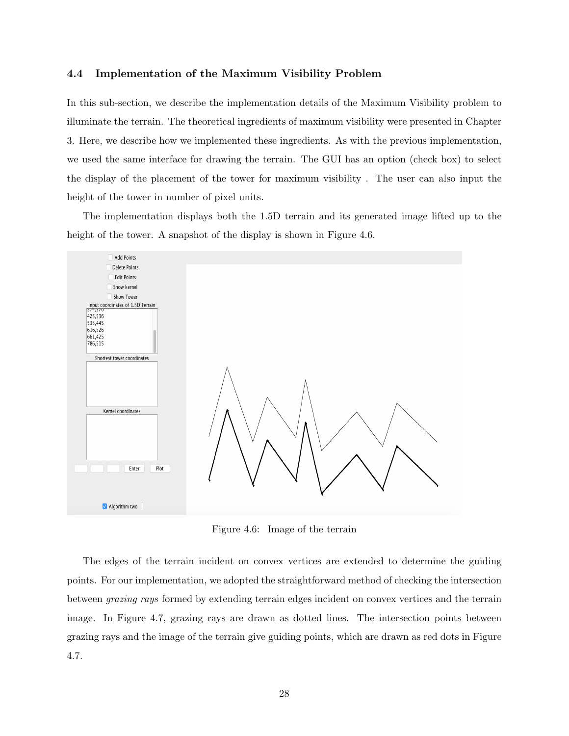### 4.4 Implementation of the Maximum Visibility Problem

In this sub-section, we describe the implementation details of the Maximum Visibility problem to illuminate the terrain. The theoretical ingredients of maximum visibility were presented in Chapter 3. Here, we describe how we implemented these ingredients. As with the previous implementation, we used the same interface for drawing the terrain. The GUI has an option (check box) to select the display of the placement of the tower for maximum visibility . The user can also input the height of the tower in number of pixel units.

The implementation displays both the 1.5D terrain and its generated image lifted up to the height of the tower. A snapshot of the display is shown in Figure 4.6.

Figure 4.6: Image of the terrain

The edges of the terrain incident on convex vertices are extended to determine the guiding points. For our implementation, we adopted the straightforward method of checking the intersection between *grazing rays* formed by extending terrain edges incident on convex vertices and the terrain image. In Figure 4.7, grazing rays are drawn as dotted lines. The intersection points between grazing rays and the image of the terrain give guiding points, which are drawn as red dots in Figure 4.7.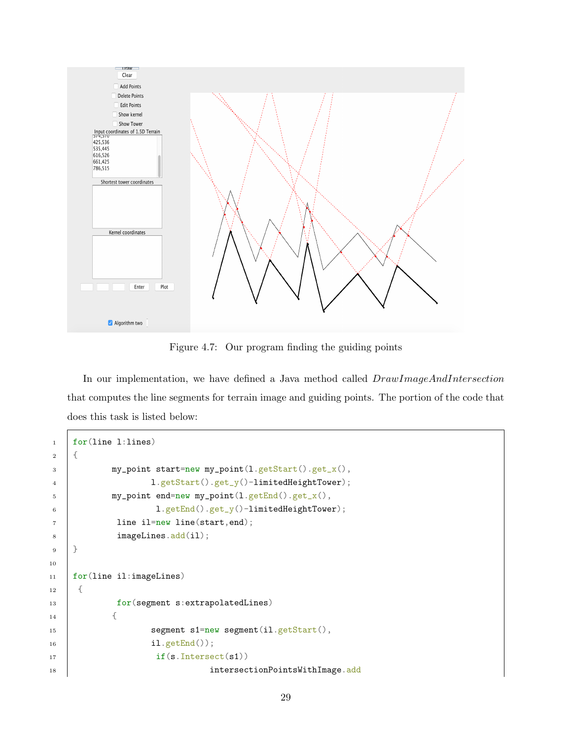Figure 4.7: Our program finding the guiding points

In our implementation, we have defined a Java method called *DrawImageAndIntersection* that computes the line segments for terrain image and guiding points. The portion of the code that does this task is listed below:

```
for(line l:lines)
{
        my_point start=new my_point(l.getStart().get_x(),
                l.getStart().get_y()-limitedHeightTower);
        my_point end=new my_point(l.getEnd().get_x(),
                 l.getEnd().get_y()-limitedHeightTower);
         line il=new line(start,end);
         imageLines.add(il);
}

for(line il:imageLines)
 {
         for(segment s:extrapolatedLines)
        {
                segment s1=new segment(il.getStart(),
                il.getEnd());
                 if(s.Intersect(s1))
                            intersectionPointsWithImage.add
```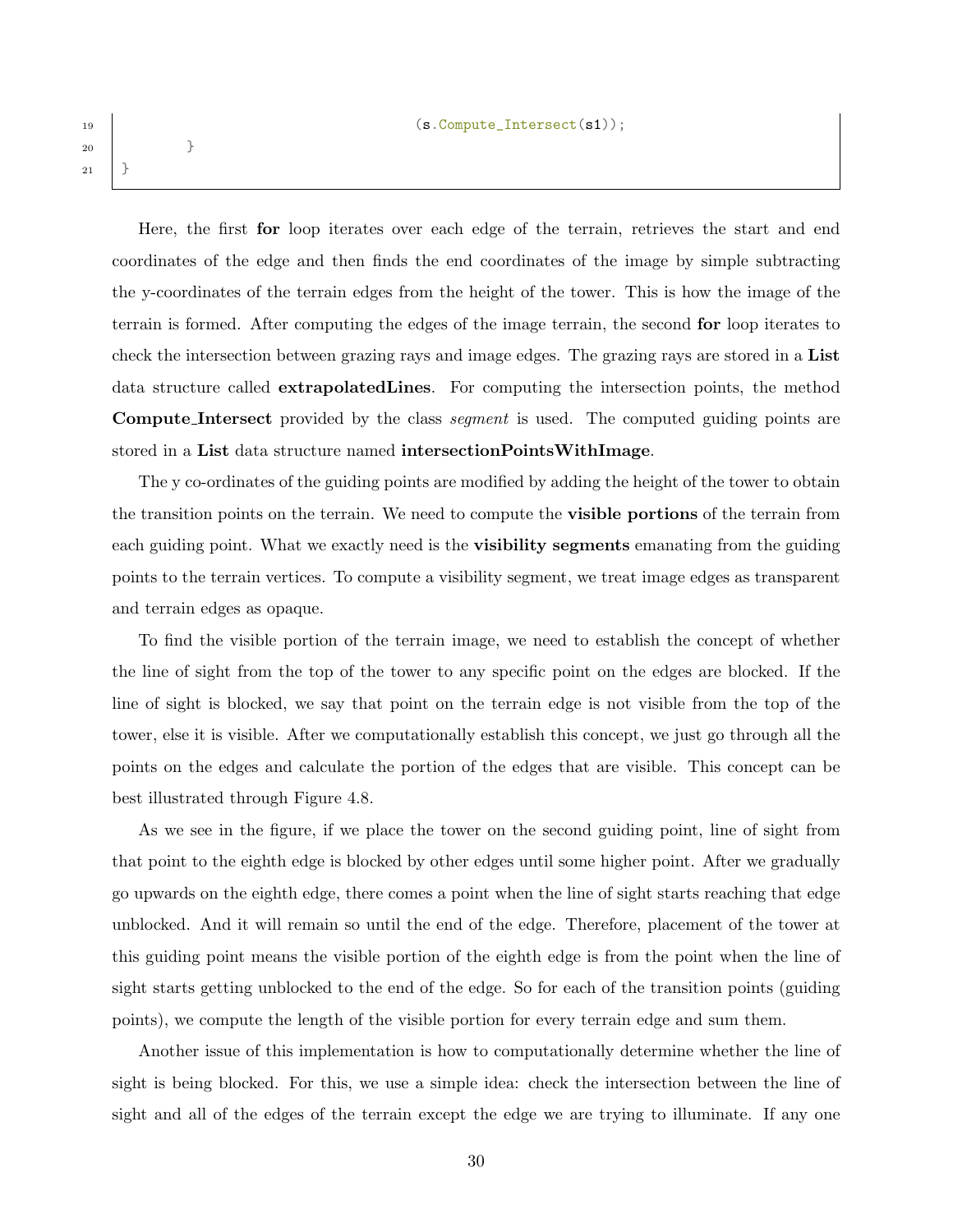```
                                              (s.Compute_Intersect(s1));
        }
}
```

Here, the first **for** loop iterates over each edge of the terrain, retrieves the start and end coordinates of the edge and then finds the end coordinates of the image by simple subtracting the y-coordinates of the terrain edges from the height of the tower. This is how the image of the terrain is formed. After computing the edges of the image terrain, the second **for** loop iterates to check the intersection between grazing rays and image edges. The grazing rays are stored in a **List** data structure called **extrapolatedLines**. For computing the intersection points, the method **Compute_Intersect** provided by the class *segment* is used. The computed guiding points are stored in a **List** data structure named **intersectionPointsWithImage**.

The y co-ordinates of the guiding points are modified by adding the height of the tower to obtain the transition points on the terrain. We need to compute the **visible portions** of the terrain from each guiding point. What we exactly need is the **visibility segments** emanating from the guiding points to the terrain vertices. To compute a visibility segment, we treat image edges as transparent and terrain edges as opaque.

To find the visible portion of the terrain image, we need to establish the concept of whether the line of sight from the top of the tower to any specific point on the edges are blocked. If the line of sight is blocked, we say that point on the terrain edge is not visible from the top of the tower, else it is visible. After we computationally establish this concept, we just go through all the points on the edges and calculate the portion of the edges that are visible. This concept can be best illustrated through Figure 4.8.

As we see in the figure, if we place the tower on the second guiding point, line of sight from that point to the eighth edge is blocked by other edges until some higher point. After we gradually go upwards on the eighth edge, there comes a point when the line of sight starts reaching that edge unblocked. And it will remain so until the end of the edge. Therefore, placement of the tower at this guiding point means the visible portion of the eighth edge is from the point when the line of sight starts getting unblocked to the end of the edge. So for each of the transition points (guiding points), we compute the length of the visible portion for every terrain edge and sum them.

Another issue of this implementation is how to computationally determine whether the line of sight is being blocked. For this, we use a simple idea: check the intersection between the line of sight and all of the edges of the terrain except the edge we are trying to illuminate. If any one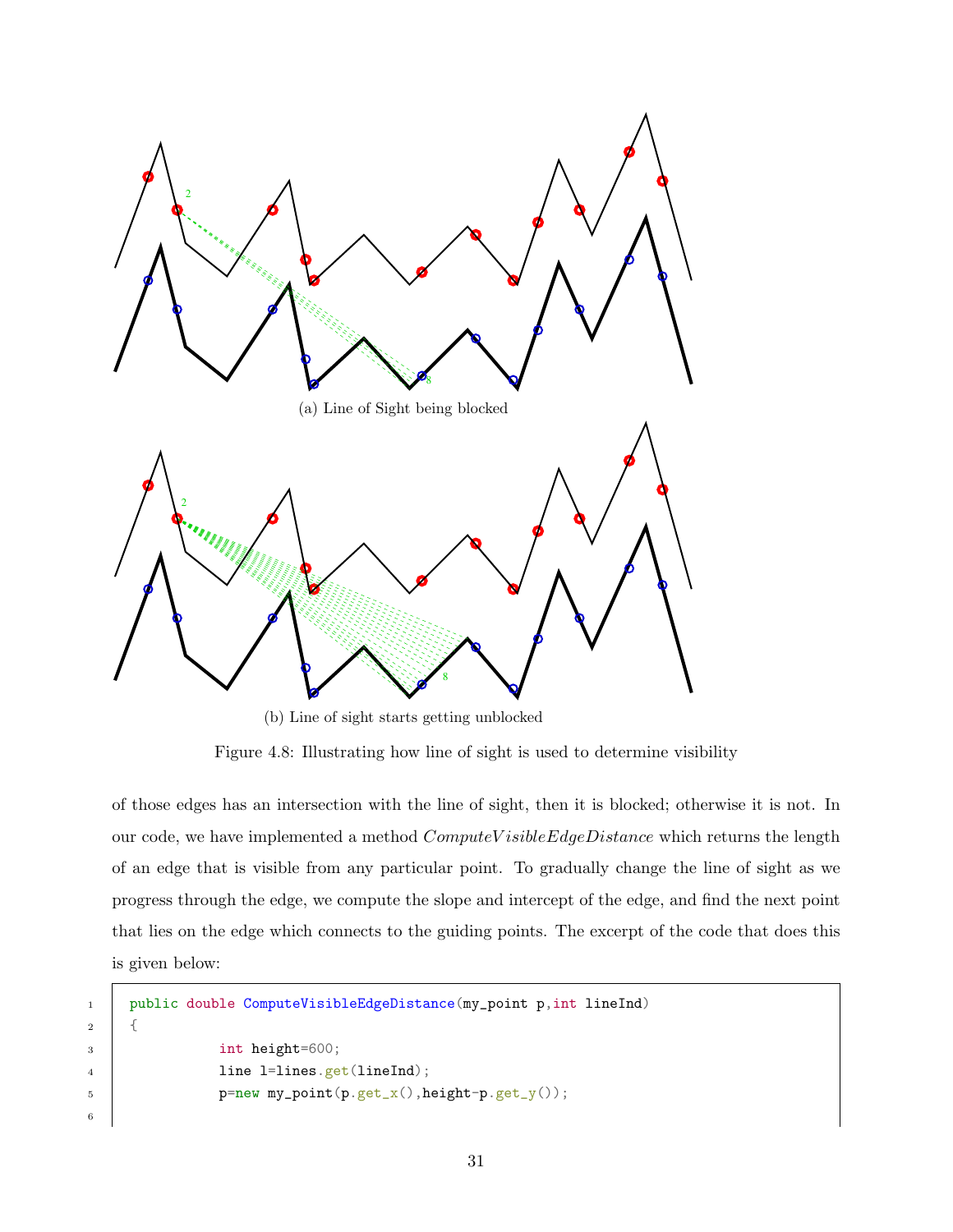(a) Line of Sight being blocked

(b) Line of sight starts getting unblocked

Figure 4.8: Illustrating how line of sight is used to determine visibility

of those edges has an intersection with the line of sight, then it is blocked; otherwise it is not. In our code, we have implemented a method *ComputeVisibleEdgeDistance* which returns the length of an edge that is visible from any particular point. To gradually change the line of sight as we progress through the edge, we compute the slope and intercept of the edge, and find the next point that lies on the edge which connects to the guiding points. The excerpt of the code that does this is given below:

```
public double ComputeVisibleEdgeDistance(my_point p,int lineInd)
{
            int height=600;
            line l=lines.get(lineInd);
            p=new my_point(p.get_x(),height-p.get_y());

```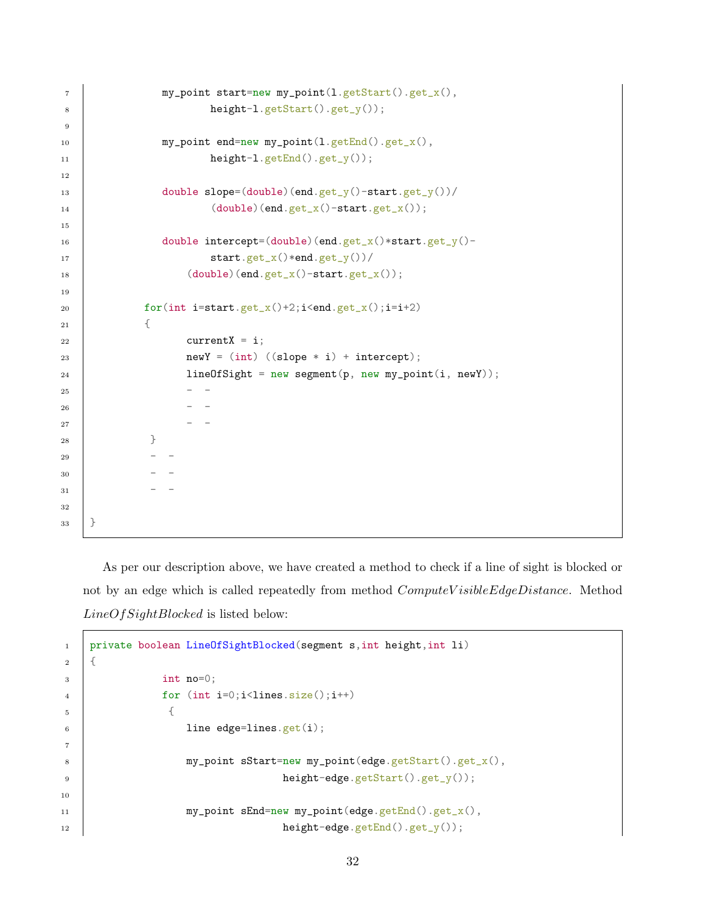```
            my_point start=new my_point(l.getStart().get_x(),
                    height-l.getStart().get_y());

            my_point end=new my_point(l.getEnd().get_x(),
                    height-l.getEnd().get_y());

            double slope=(double)(end.get_y()-start.get_y())/
                    (double)(end.get_x()-start.get_x());

            double intercept=(double)(end.get_x()*start.get_y()-
                    start.get_x()*end.get_y())/
                (double)(end.get_x()-start.get_x());

          for(int i=start.get_x()+2;i<end.get_x();i=i+2)
          {
                currentX = i;
                newY = (int) ((slope * i) + intercept);
                lineOfSight = new segment(p, new my_point(i, newY));
                -  -
                -  -
                -  -
           }
           -  -
           -  -
           -  -

}
```

As per our description above, we have created a method to check if a line of sight is blocked or not by an edge which is called repeatedly from method *ComputeVisibleEdgeDistance*. Method *LineOfSightBlocked* is listed below:

```
private boolean LineOfSightBlocked(segment s,int height,int li)
{
            int no=0;
            for (int i=0;i<lines.size();i++)
             {
                line edge=lines.get(i);

                my_point sStart=new my_point(edge.getStart().get_x(),
                                height-edge.getStart().get_y());

                my_point sEnd=new my_point(edge.getEnd().get_x(),
                                height-edge.getEnd().get_y());
```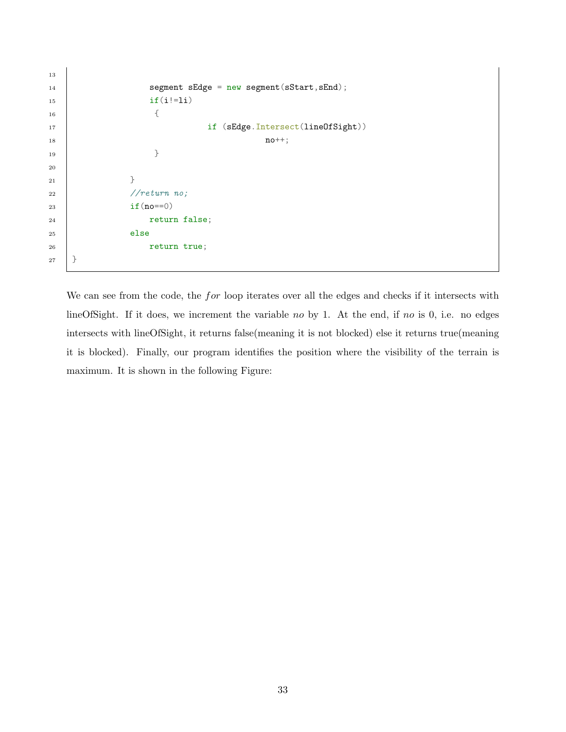```
                segment sEdge = new segment(sStart,sEnd);
                if(i!=li)
                 {
                            if (sEdge.Intersect(lineOfSight))
                                        no++;
                 }

            }
            //return no;
            if(no==0)
                return false;
            else
                return true;
}
```

We can see from the code, the *for* loop iterates over all the edges and checks if it intersects with lineOfSight. If it does, we increment the variable *no* by 1. At the end, if *no* is 0, i.e. no edges intersects with lineOfSight, it returns false(meaning it is not blocked) else it returns true(meaning it is blocked). Finally, our program identifies the position where the visibility of the terrain is maximum. It is shown in the following Figure: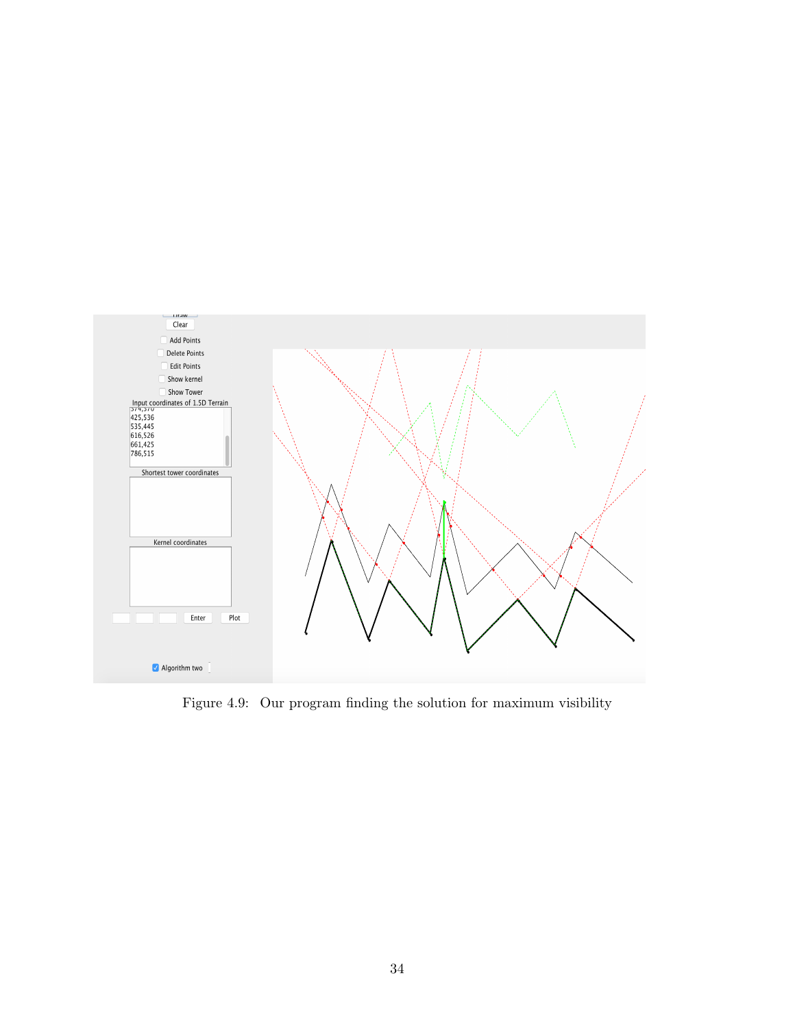Figure 4.9: Our program finding the solution for maximum visibility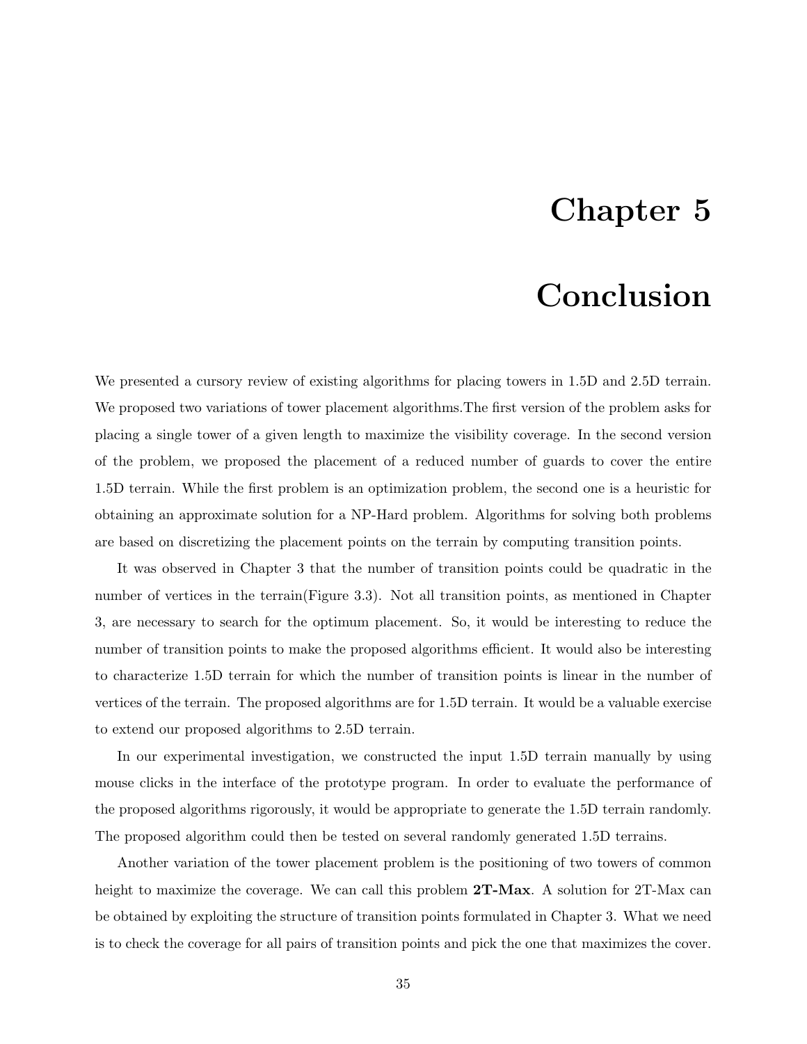# Chapter 5

# Conclusion

We presented a cursory review of existing algorithms for placing towers in 1.5D and 2.5D terrain. We proposed two variations of tower placement algorithms.The first version of the problem asks for placing a single tower of a given length to maximize the visibility coverage. In the second version of the problem, we proposed the placement of a reduced number of guards to cover the entire 1.5D terrain. While the first problem is an optimization problem, the second one is a heuristic for obtaining an approximate solution for a NP-Hard problem. Algorithms for solving both problems are based on discretizing the placement points on the terrain by computing transition points.

It was observed in Chapter 3 that the number of transition points could be quadratic in the number of vertices in the terrain(Figure 3.3). Not all transition points, as mentioned in Chapter 3, are necessary to search for the optimum placement. So, it would be interesting to reduce the number of transition points to make the proposed algorithms efficient. It would also be interesting to characterize 1.5D terrain for which the number of transition points is linear in the number of vertices of the terrain. The proposed algorithms are for 1.5D terrain. It would be a valuable exercise to extend our proposed algorithms to 2.5D terrain.

In our experimental investigation, we constructed the input 1.5D terrain manually by using mouse clicks in the interface of the prototype program. In order to evaluate the performance of the proposed algorithms rigorously, it would be appropriate to generate the 1.5D terrain randomly. The proposed algorithm could then be tested on several randomly generated 1.5D terrains.

Another variation of the tower placement problem is the positioning of two towers of common height to maximize the coverage. We can call this problem **2T-Max**. A solution for 2T-Max can be obtained by exploiting the structure of transition points formulated in Chapter 3. What we need is to check the coverage for all pairs of transition points and pick the one that maximizes the cover.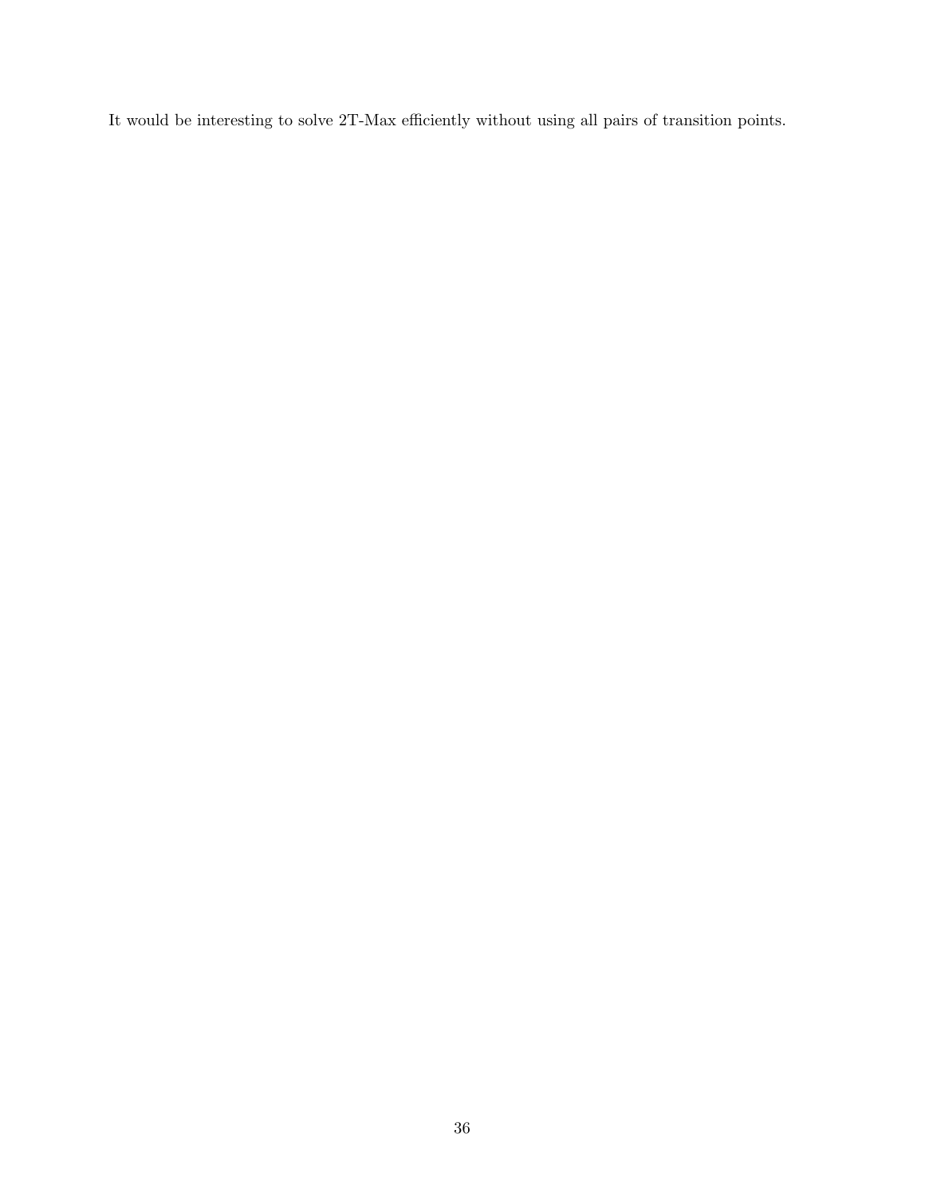It would be interesting to solve 2T-Max efficiently without using all pairs of transition points.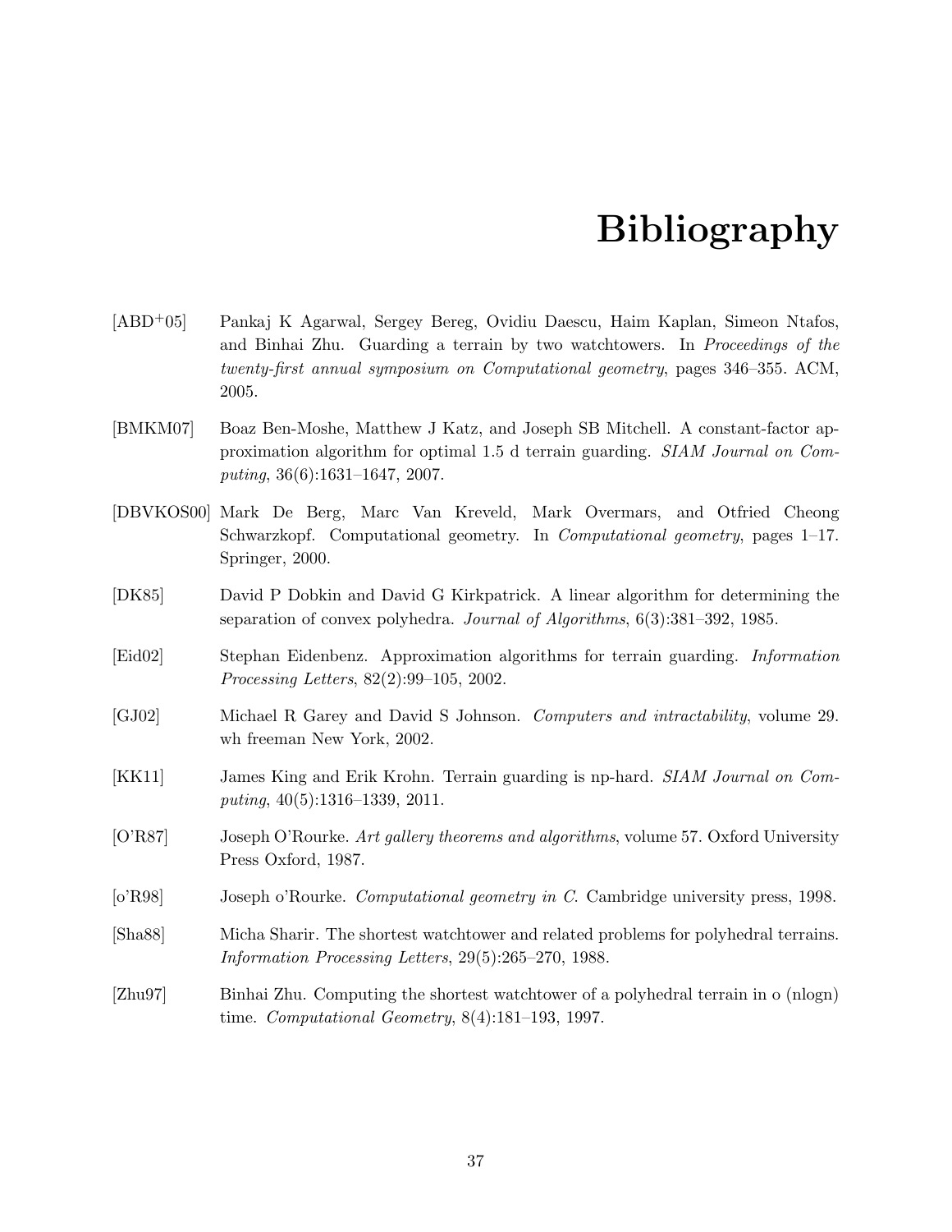# Bibliography

[ABD$^+$05] Pankaj K Agarwal, Sergey Bereg, Ovidiu Daescu, Haim Kaplan, Simeon Ntafos, and Binhai Zhu. Guarding a terrain by two watchtowers. In *Proceedings of the twenty-first annual symposium on Computational geometry*, pages 346–355. ACM, 2005.

[BMKM07] Boaz Ben-Moshe, Matthew J Katz, and Joseph SB Mitchell. A constant-factor approximation algorithm for optimal 1.5 d terrain guarding. *SIAM Journal on Computing*, 36(6):1631–1647, 2007.

[DBVKOS00] Mark De Berg, Marc Van Kreveld, Mark Overmars, and Otfried Cheong Schwarzkopf. Computational geometry. In *Computational geometry*, pages 1–17. Springer, 2000.

[DK85] David P Dobkin and David G Kirkpatrick. A linear algorithm for determining the separation of convex polyhedra. *Journal of Algorithms*, 6(3):381–392, 1985.

[Eid02] Stephan Eidenbenz. Approximation algorithms for terrain guarding. *Information Processing Letters*, 82(2):99–105, 2002.

[GJ02] Michael R Garey and David S Johnson. *Computers and intractability*, volume 29. wh freeman New York, 2002.

[KK11] James King and Erik Krohn. Terrain guarding is np-hard. *SIAM Journal on Computing*, 40(5):1316–1339, 2011.

[O'R87] Joseph O'Rourke. *Art gallery theorems and algorithms*, volume 57. Oxford University Press Oxford, 1987.

[o'R98] Joseph o'Rourke. *Computational geometry in C*. Cambridge university press, 1998.

[Sha88] Micha Sharir. The shortest watchtower and related problems for polyhedral terrains. *Information Processing Letters*, 29(5):265–270, 1988.

[Zhu97] Binhai Zhu. Computing the shortest watchtower of a polyhedral terrain in o (nlogn) time. *Computational Geometry*, 8(4):181–193, 1997.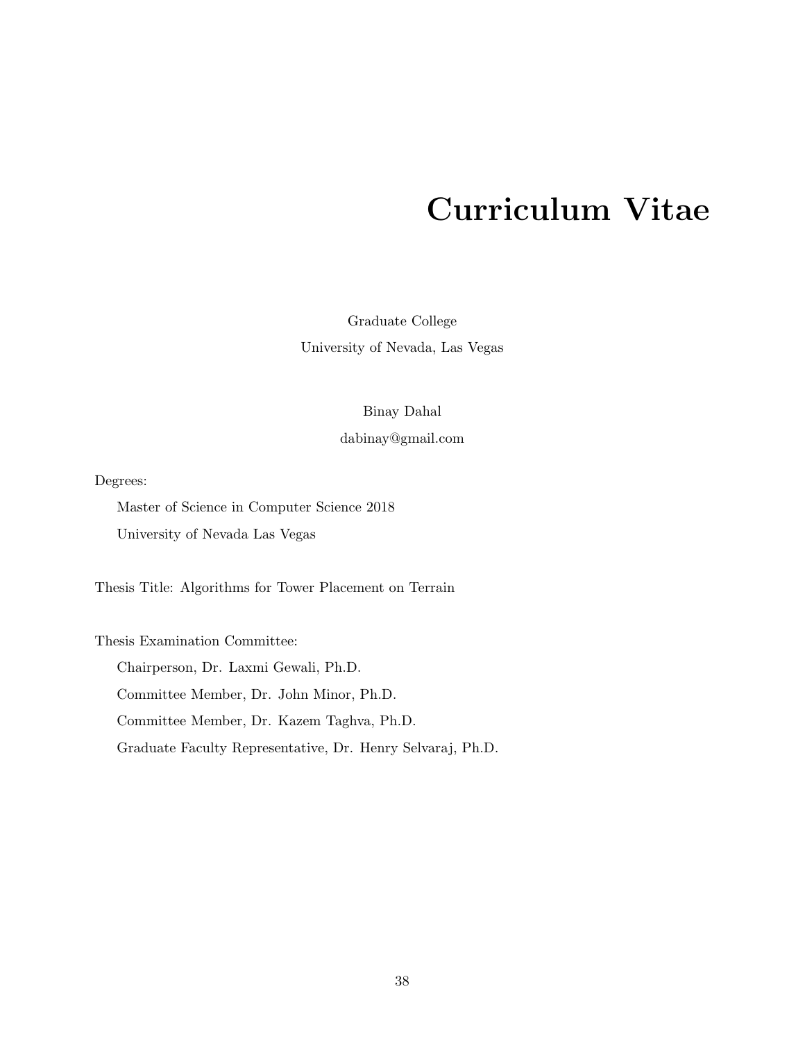# Curriculum Vitae

Graduate College
University of Nevada, Las Vegas

Binay Dahal
dabinay@gmail.com

Degrees:

Master of Science in Computer Science 2018
University of Nevada Las Vegas

Thesis Title: Algorithms for Tower Placement on Terrain

Thesis Examination Committee:

Chairperson, Dr. Laxmi Gewali, Ph.D.
Committee Member, Dr. John Minor, Ph.D.
Committee Member, Dr. Kazem Taghva, Ph.D.
Graduate Faculty Representative, Dr. Henry Selvaraj, Ph.D.